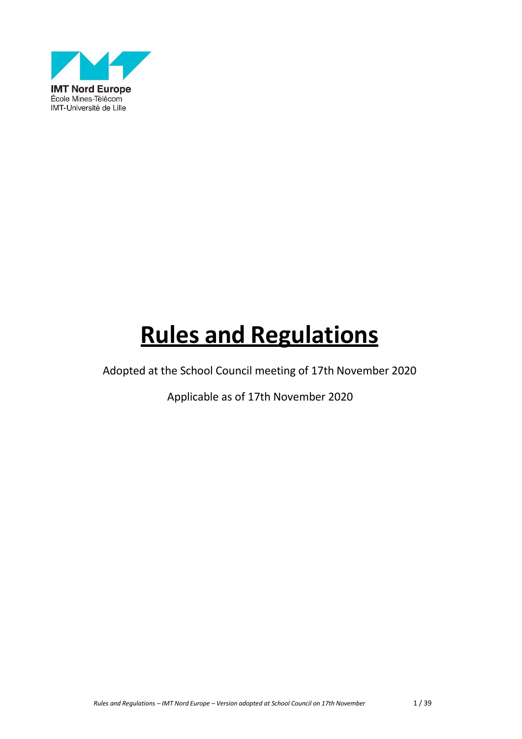IMT Nord Europe
École Mines-Télécom
IMT-Université de Lille

# Rules and Regulations

Adopted at the School Council meeting of 17th November 2020

Applicable as of 17th November 2020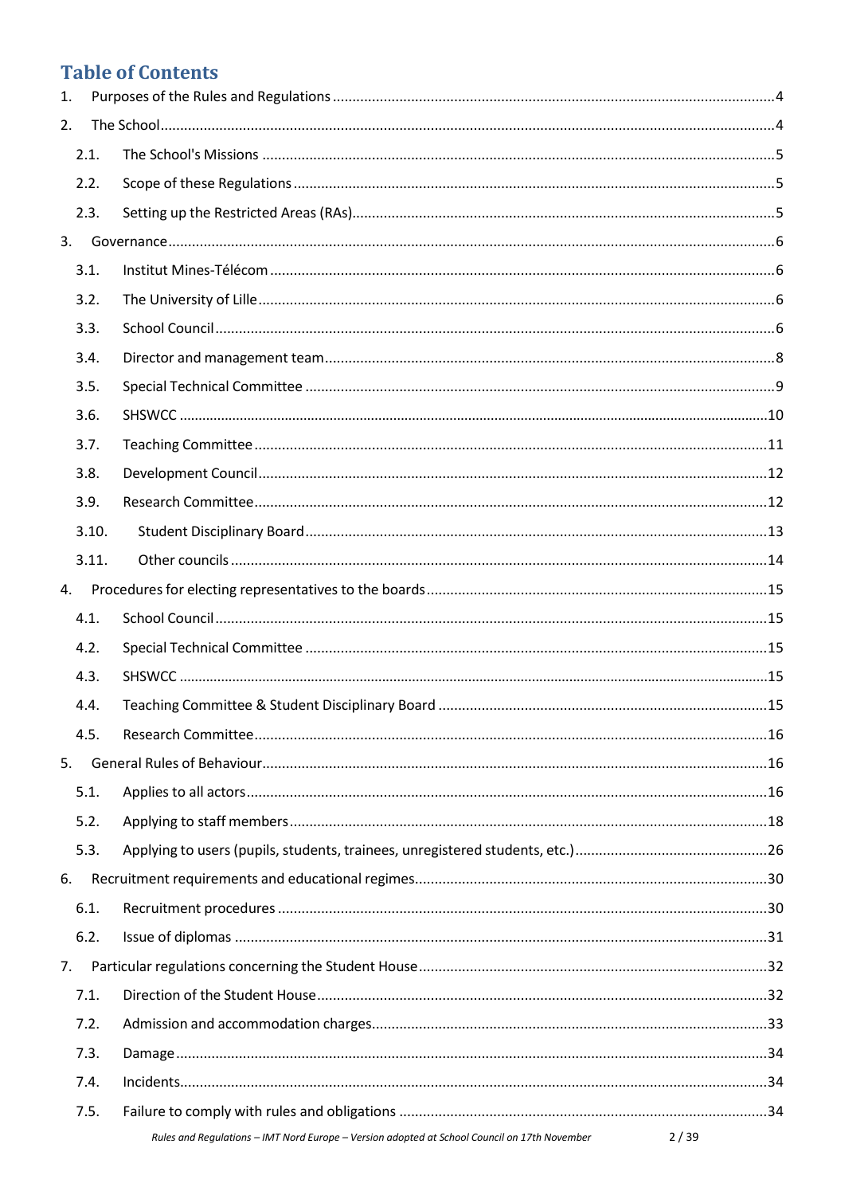## Table of Contents

1. Purposes of the Rules and Regulations ....... 4
2. The School ....... 4
   - 2.1. The School's Missions ....... 5
   - 2.2. Scope of these Regulations ....... 5
   - 2.3. Setting up the Restricted Areas (RAs) ....... 5
3. Governance ....... 6
   - 3.1. Institut Mines-Télécom ....... 6
   - 3.2. The University of Lille ....... 6
   - 3.3. School Council ....... 6
   - 3.4. Director and management team ....... 8
   - 3.5. Special Technical Committee ....... 9
   - 3.6. SHSWCC ....... 10
   - 3.7. Teaching Committee ....... 11
   - 3.8. Development Council ....... 12
   - 3.9. Research Committee ....... 12
   - 3.10. Student Disciplinary Board ....... 13
   - 3.11. Other councils ....... 14
4. Procedures for electing representatives to the boards ....... 15
   - 4.1. School Council ....... 15
   - 4.2. Special Technical Committee ....... 15
   - 4.3. SHSWCC ....... 15
   - 4.4. Teaching Committee & Student Disciplinary Board ....... 15
   - 4.5. Research Committee ....... 16
5. General Rules of Behaviour ....... 16
   - 5.1. Applies to all actors ....... 16
   - 5.2. Applying to staff members ....... 18
   - 5.3. Applying to users (pupils, students, trainees, unregistered students, etc.) ....... 26
6. Recruitment requirements and educational regimes ....... 30
   - 6.1. Recruitment procedures ....... 30
   - 6.2. Issue of diplomas ....... 31
7. Particular regulations concerning the Student House ....... 32
   - 7.1. Direction of the Student House ....... 32
   - 7.2. Admission and accommodation charges ....... 33
   - 7.3. Damage ....... 34
   - 7.4. Incidents ....... 34
   - 7.5. Failure to comply with rules and obligations ....... 34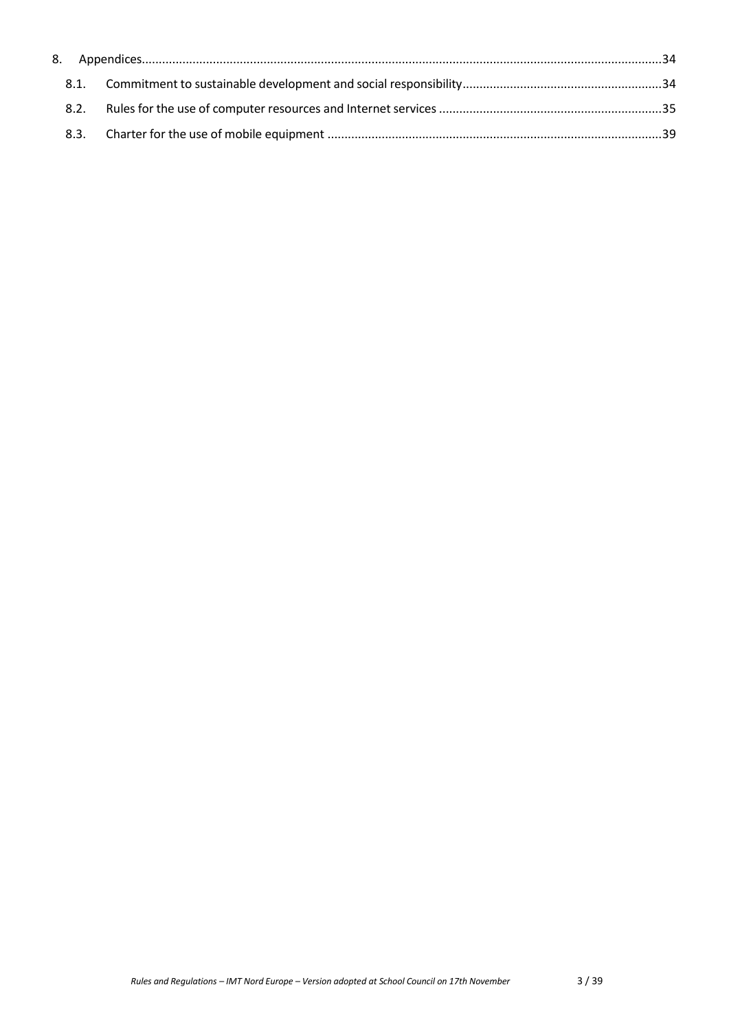8. Appendices......................................................................................................................................................34

   8.1. Commitment to sustainable development and social responsibility..........................................................34

   8.2. Rules for the use of computer resources and Internet services .................................................................35

   8.3. Charter for the use of mobile equipment .................................................................................................39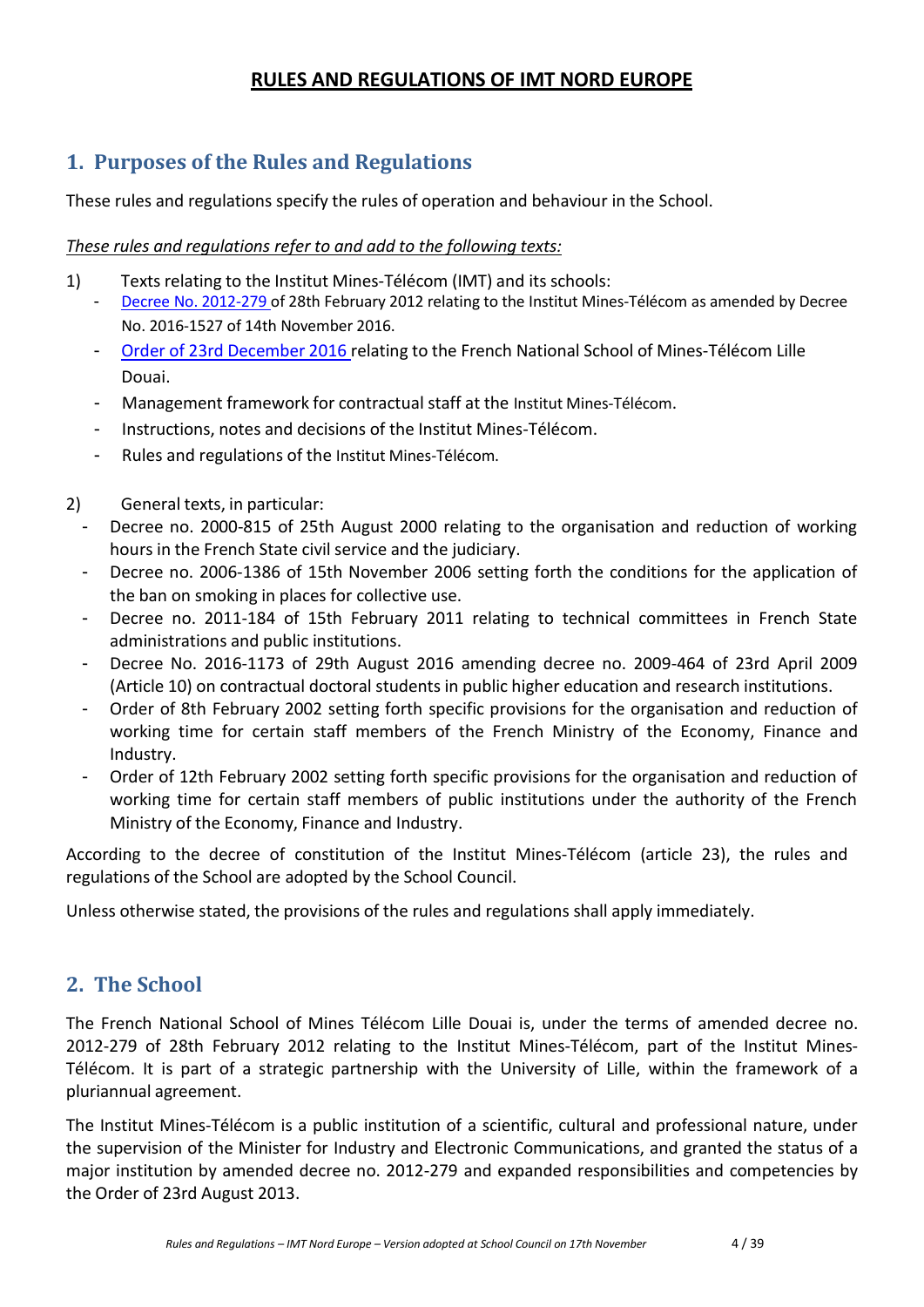# RULES AND REGULATIONS OF IMT NORD EUROPE

## 1. Purposes of the Rules and Regulations

These rules and regulations specify the rules of operation and behaviour in the School.

*These rules and regulations refer to and add to the following texts:*

1) Texts relating to the Institut Mines-Télécom (IMT) and its schools:
   - Decree No. 2012-279 of 28th February 2012 relating to the Institut Mines-Télécom as amended by Decree No. 2016-1527 of 14th November 2016.
   - Order of 23rd December 2016 relating to the French National School of Mines-Télécom Lille Douai.
   - Management framework for contractual staff at the Institut Mines-Télécom.
   - Instructions, notes and decisions of the Institut Mines-Télécom.
   - Rules and regulations of the Institut Mines-Télécom.

2) General texts, in particular:
   - Decree no. 2000-815 of 25th August 2000 relating to the organisation and reduction of working hours in the French State civil service and the judiciary.
   - Decree no. 2006-1386 of 15th November 2006 setting forth the conditions for the application of the ban on smoking in places for collective use.
   - Decree no. 2011-184 of 15th February 2011 relating to technical committees in French State administrations and public institutions.
   - Decree No. 2016-1173 of 29th August 2016 amending decree no. 2009-464 of 23rd April 2009 (Article 10) on contractual doctoral students in public higher education and research institutions.
   - Order of 8th February 2002 setting forth specific provisions for the organisation and reduction of working time for certain staff members of the French Ministry of the Economy, Finance and Industry.
   - Order of 12th February 2002 setting forth specific provisions for the organisation and reduction of working time for certain staff members of public institutions under the authority of the French Ministry of the Economy, Finance and Industry.

According to the decree of constitution of the Institut Mines-Télécom (article 23), the rules and regulations of the School are adopted by the School Council.

Unless otherwise stated, the provisions of the rules and regulations shall apply immediately.

## 2. The School

The French National School of Mines Télécom Lille Douai is, under the terms of amended decree no. 2012-279 of 28th February 2012 relating to the Institut Mines-Télécom, part of the Institut Mines-Télécom. It is part of a strategic partnership with the University of Lille, within the framework of a pluriannual agreement.

The Institut Mines-Télécom is a public institution of a scientific, cultural and professional nature, under the supervision of the Minister for Industry and Electronic Communications, and granted the status of a major institution by amended decree no. 2012-279 and expanded responsibilities and competencies by the Order of 23rd August 2013.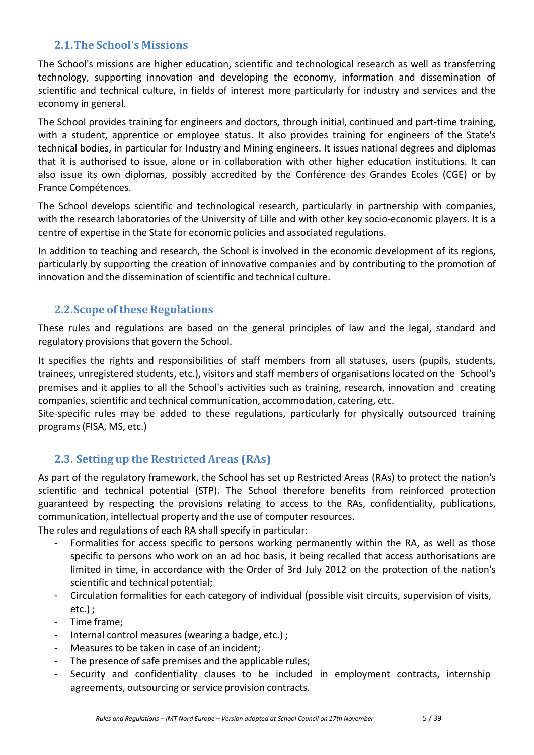## 2.1. The School's Missions

The School's missions are higher education, scientific and technological research as well as transferring technology, supporting innovation and developing the economy, information and dissemination of scientific and technical culture, in fields of interest more particularly for industry and services and the economy in general.

The School provides training for engineers and doctors, through initial, continued and part-time training, with a student, apprentice or employee status. It also provides training for engineers of the State's technical bodies, in particular for Industry and Mining engineers. It issues national degrees and diplomas that it is authorised to issue, alone or in collaboration with other higher education institutions. It can also issue its own diplomas, possibly accredited by the Conférence des Grandes Ecoles (CGE) or by France Compétences.

The School develops scientific and technological research, particularly in partnership with companies, with the research laboratories of the University of Lille and with other key socio-economic players. It is a centre of expertise in the State for economic policies and associated regulations.

In addition to teaching and research, the School is involved in the economic development of its regions, particularly by supporting the creation of innovative companies and by contributing to the promotion of innovation and the dissemination of scientific and technical culture.

## 2.2. Scope of these Regulations

These rules and regulations are based on the general principles of law and the legal, standard and regulatory provisions that govern the School.

It specifies the rights and responsibilities of staff members from all statuses, users (pupils, students, trainees, unregistered students, etc.), visitors and staff members of organisations located on the School's premises and it applies to all the School's activities such as training, research, innovation and creating companies, scientific and technical communication, accommodation, catering, etc.

Site-specific rules may be added to these regulations, particularly for physically outsourced training programs (FISA, MS, etc.)

## 2.3. Setting up the Restricted Areas (RAs)

As part of the regulatory framework, the School has set up Restricted Areas (RAs) to protect the nation's scientific and technical potential (STP). The School therefore benefits from reinforced protection guaranteed by respecting the provisions relating to access to the RAs, confidentiality, publications, communication, intellectual property and the use of computer resources.

The rules and regulations of each RA shall specify in particular:

- Formalities for access specific to persons working permanently within the RA, as well as those specific to persons who work on an ad hoc basis, it being recalled that access authorisations are limited in time, in accordance with the Order of 3rd July 2012 on the protection of the nation's scientific and technical potential;
- Circulation formalities for each category of individual (possible visit circuits, supervision of visits, etc.) ;
- Time frame;
- Internal control measures (wearing a badge, etc.) ;
- Measures to be taken in case of an incident;
- The presence of safe premises and the applicable rules;
- Security and confidentiality clauses to be included in employment contracts, internship agreements, outsourcing or service provision contracts.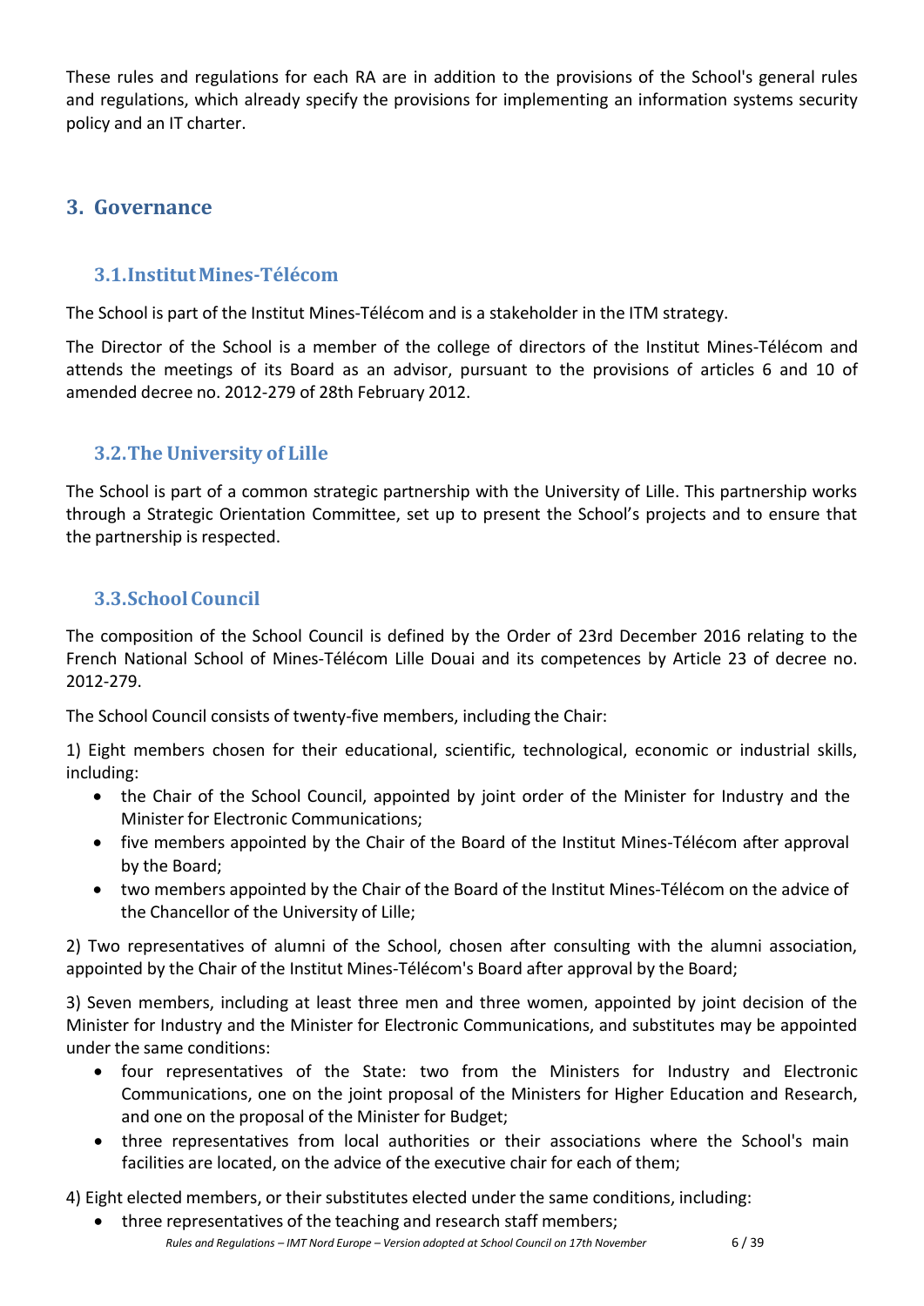These rules and regulations for each RA are in addition to the provisions of the School's general rules and regulations, which already specify the provisions for implementing an information systems security policy and an IT charter.

## 3. Governance

### 3.1. Institut Mines-Télécom

The School is part of the Institut Mines-Télécom and is a stakeholder in the ITM strategy.

The Director of the School is a member of the college of directors of the Institut Mines-Télécom and attends the meetings of its Board as an advisor, pursuant to the provisions of articles 6 and 10 of amended decree no. 2012-279 of 28th February 2012.

### 3.2. The University of Lille

The School is part of a common strategic partnership with the University of Lille. This partnership works through a Strategic Orientation Committee, set up to present the School's projects and to ensure that the partnership is respected.

### 3.3. School Council

The composition of the School Council is defined by the Order of 23rd December 2016 relating to the French National School of Mines-Télécom Lille Douai and its competences by Article 23 of decree no. 2012-279.

The School Council consists of twenty-five members, including the Chair:

1) Eight members chosen for their educational, scientific, technological, economic or industrial skills, including:

- the Chair of the School Council, appointed by joint order of the Minister for Industry and the Minister for Electronic Communications;
- five members appointed by the Chair of the Board of the Institut Mines-Télécom after approval by the Board;
- two members appointed by the Chair of the Board of the Institut Mines-Télécom on the advice of the Chancellor of the University of Lille;

2) Two representatives of alumni of the School, chosen after consulting with the alumni association, appointed by the Chair of the Institut Mines-Télécom's Board after approval by the Board;

3) Seven members, including at least three men and three women, appointed by joint decision of the Minister for Industry and the Minister for Electronic Communications, and substitutes may be appointed under the same conditions:

- four representatives of the State: two from the Ministers for Industry and Electronic Communications, one on the joint proposal of the Ministers for Higher Education and Research, and one on the proposal of the Minister for Budget;
- three representatives from local authorities or their associations where the School's main facilities are located, on the advice of the executive chair for each of them;

4) Eight elected members, or their substitutes elected under the same conditions, including:

- three representatives of the teaching and research staff members;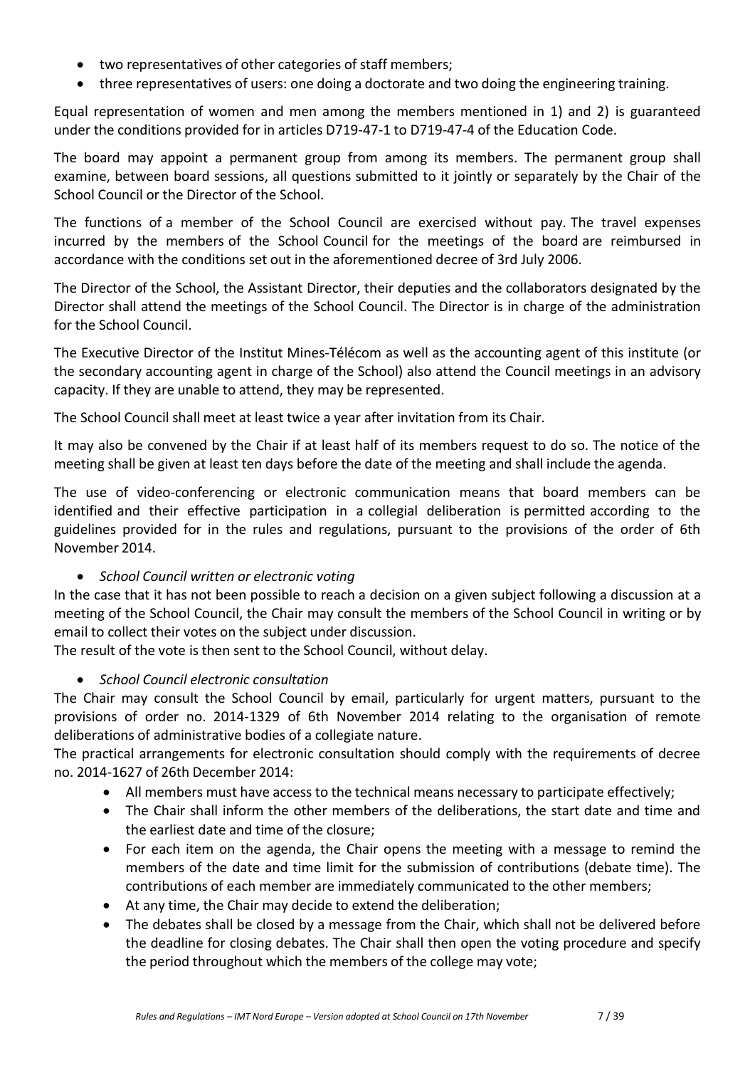- two representatives of other categories of staff members;
- three representatives of users: one doing a doctorate and two doing the engineering training.

Equal representation of women and men among the members mentioned in 1) and 2) is guaranteed under the conditions provided for in articles D719-47-1 to D719-47-4 of the Education Code.

The board may appoint a permanent group from among its members. The permanent group shall examine, between board sessions, all questions submitted to it jointly or separately by the Chair of the School Council or the Director of the School.

The functions of a member of the School Council are exercised without pay. The travel expenses incurred by the members of the School Council for the meetings of the board are reimbursed in accordance with the conditions set out in the aforementioned decree of 3rd July 2006.

The Director of the School, the Assistant Director, their deputies and the collaborators designated by the Director shall attend the meetings of the School Council. The Director is in charge of the administration for the School Council.

The Executive Director of the Institut Mines-Télécom as well as the accounting agent of this institute (or the secondary accounting agent in charge of the School) also attend the Council meetings in an advisory capacity. If they are unable to attend, they may be represented.

The School Council shall meet at least twice a year after invitation from its Chair.

It may also be convened by the Chair if at least half of its members request to do so. The notice of the meeting shall be given at least ten days before the date of the meeting and shall include the agenda.

The use of video-conferencing or electronic communication means that board members can be identified and their effective participation in a collegial deliberation is permitted according to the guidelines provided for in the rules and regulations, pursuant to the provisions of the order of 6th November 2014.

- *School Council written or electronic voting*

In the case that it has not been possible to reach a decision on a given subject following a discussion at a meeting of the School Council, the Chair may consult the members of the School Council in writing or by email to collect their votes on the subject under discussion.
The result of the vote is then sent to the School Council, without delay.

- *School Council electronic consultation*

The Chair may consult the School Council by email, particularly for urgent matters, pursuant to the provisions of order no. 2014-1329 of 6th November 2014 relating to the organisation of remote deliberations of administrative bodies of a collegiate nature.
The practical arrangements for electronic consultation should comply with the requirements of decree no. 2014-1627 of 26th December 2014:

- All members must have access to the technical means necessary to participate effectively;
- The Chair shall inform the other members of the deliberations, the start date and time and the earliest date and time of the closure;
- For each item on the agenda, the Chair opens the meeting with a message to remind the members of the date and time limit for the submission of contributions (debate time). The contributions of each member are immediately communicated to the other members;
- At any time, the Chair may decide to extend the deliberation;
- The debates shall be closed by a message from the Chair, which shall not be delivered before the deadline for closing debates. The Chair shall then open the voting procedure and specify the period throughout which the members of the college may vote;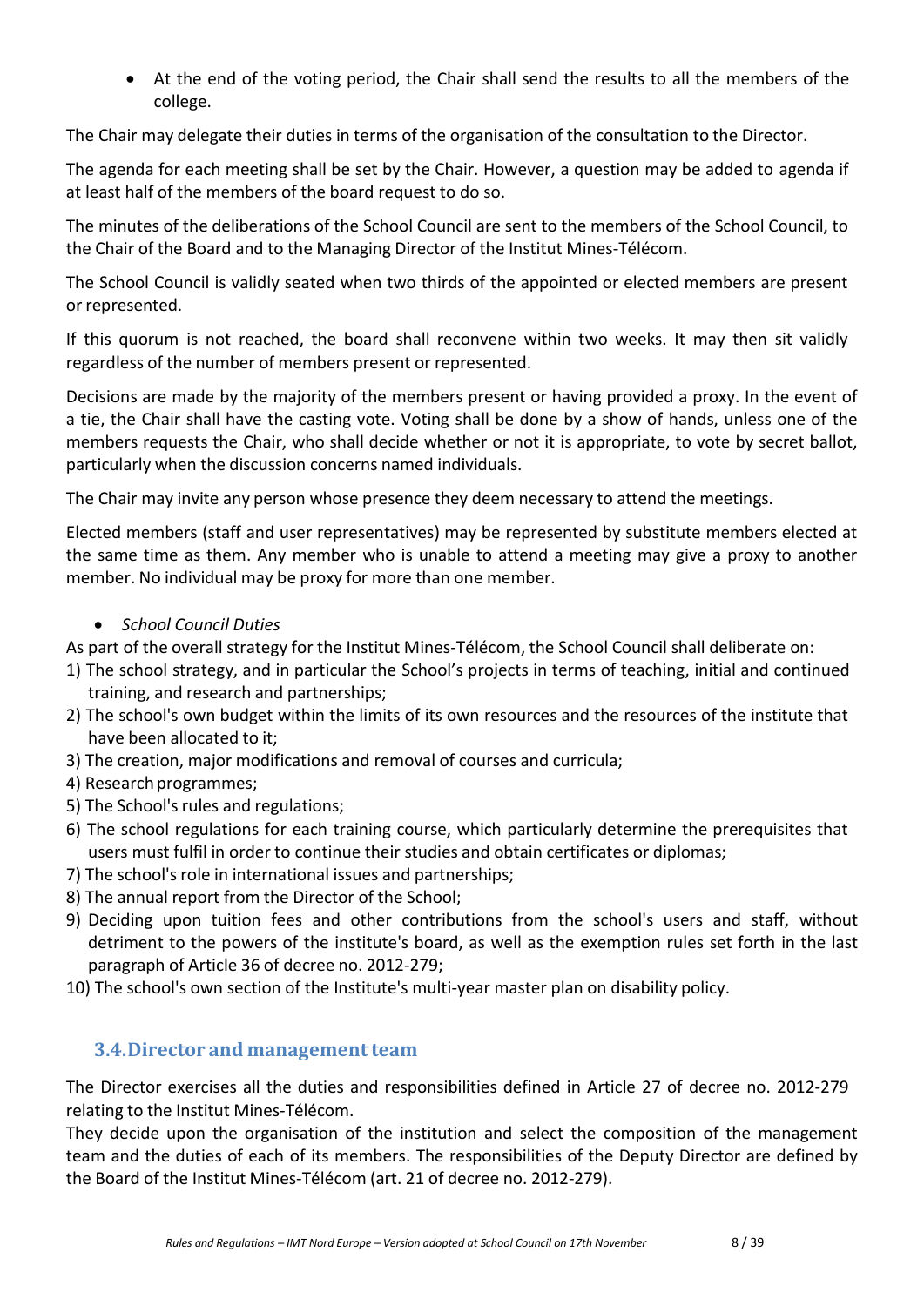- At the end of the voting period, the Chair shall send the results to all the members of the college.

The Chair may delegate their duties in terms of the organisation of the consultation to the Director.

The agenda for each meeting shall be set by the Chair. However, a question may be added to agenda if at least half of the members of the board request to do so.

The minutes of the deliberations of the School Council are sent to the members of the School Council, to the Chair of the Board and to the Managing Director of the Institut Mines-Télécom.

The School Council is validly seated when two thirds of the appointed or elected members are present or represented.

If this quorum is not reached, the board shall reconvene within two weeks. It may then sit validly regardless of the number of members present or represented.

Decisions are made by the majority of the members present or having provided a proxy. In the event of a tie, the Chair shall have the casting vote. Voting shall be done by a show of hands, unless one of the members requests the Chair, who shall decide whether or not it is appropriate, to vote by secret ballot, particularly when the discussion concerns named individuals.

The Chair may invite any person whose presence they deem necessary to attend the meetings.

Elected members (staff and user representatives) may be represented by substitute members elected at the same time as them. Any member who is unable to attend a meeting may give a proxy to another member. No individual may be proxy for more than one member.

- *School Council Duties*

As part of the overall strategy for the Institut Mines-Télécom, the School Council shall deliberate on:

1) The school strategy, and in particular the School's projects in terms of teaching, initial and continued training, and research and partnerships;
2) The school's own budget within the limits of its own resources and the resources of the institute that have been allocated to it;
3) The creation, major modifications and removal of courses and curricula;
4) Research programmes;
5) The School's rules and regulations;
6) The school regulations for each training course, which particularly determine the prerequisites that users must fulfil in order to continue their studies and obtain certificates or diplomas;
7) The school's role in international issues and partnerships;
8) The annual report from the Director of the School;
9) Deciding upon tuition fees and other contributions from the school's users and staff, without detriment to the powers of the institute's board, as well as the exemption rules set forth in the last paragraph of Article 36 of decree no. 2012-279;
10) The school's own section of the Institute's multi-year master plan on disability policy.

## 3.4. Director and management team

The Director exercises all the duties and responsibilities defined in Article 27 of decree no. 2012-279 relating to the Institut Mines-Télécom.

They decide upon the organisation of the institution and select the composition of the management team and the duties of each of its members. The responsibilities of the Deputy Director are defined by the Board of the Institut Mines-Télécom (art. 21 of decree no. 2012-279).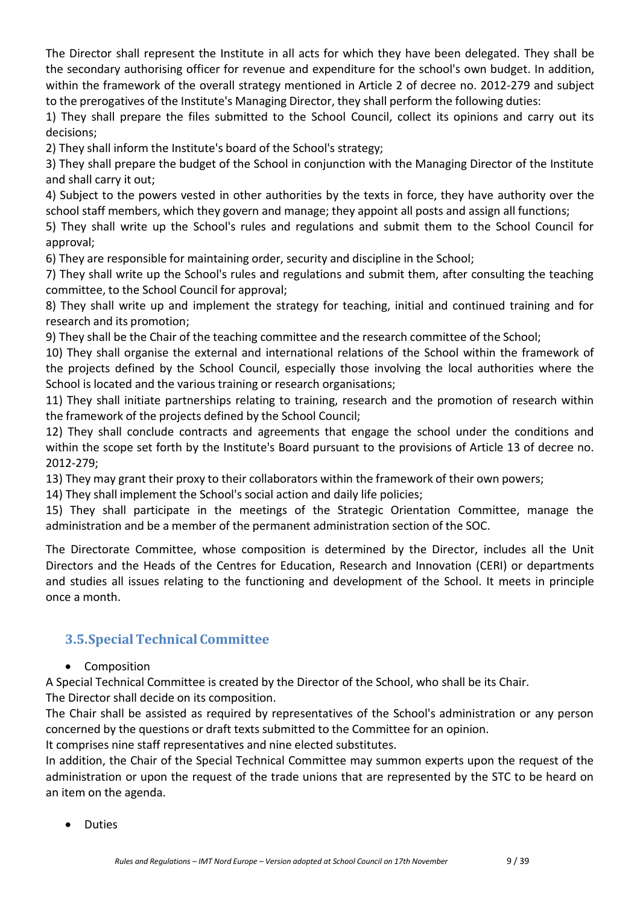The Director shall represent the Institute in all acts for which they have been delegated. They shall be the secondary authorising officer for revenue and expenditure for the school's own budget. In addition, within the framework of the overall strategy mentioned in Article 2 of decree no. 2012-279 and subject to the prerogatives of the Institute's Managing Director, they shall perform the following duties:

1) They shall prepare the files submitted to the School Council, collect its opinions and carry out its decisions;
2) They shall inform the Institute's board of the School's strategy;
3) They shall prepare the budget of the School in conjunction with the Managing Director of the Institute and shall carry it out;
4) Subject to the powers vested in other authorities by the texts in force, they have authority over the school staff members, which they govern and manage; they appoint all posts and assign all functions;
5) They shall write up the School's rules and regulations and submit them to the School Council for approval;
6) They are responsible for maintaining order, security and discipline in the School;
7) They shall write up the School's rules and regulations and submit them, after consulting the teaching committee, to the School Council for approval;
8) They shall write up and implement the strategy for teaching, initial and continued training and for research and its promotion;
9) They shall be the Chair of the teaching committee and the research committee of the School;
10) They shall organise the external and international relations of the School within the framework of the projects defined by the School Council, especially those involving the local authorities where the School is located and the various training or research organisations;
11) They shall initiate partnerships relating to training, research and the promotion of research within the framework of the projects defined by the School Council;
12) They shall conclude contracts and agreements that engage the school under the conditions and within the scope set forth by the Institute's Board pursuant to the provisions of Article 13 of decree no. 2012-279;
13) They may grant their proxy to their collaborators within the framework of their own powers;
14) They shall implement the School's social action and daily life policies;
15) They shall participate in the meetings of the Strategic Orientation Committee, manage the administration and be a member of the permanent administration section of the SOC.

The Directorate Committee, whose composition is determined by the Director, includes all the Unit Directors and the Heads of the Centres for Education, Research and Innovation (CERI) or departments and studies all issues relating to the functioning and development of the School. It meets in principle once a month.

## 3.5. Special Technical Committee

- Composition

A Special Technical Committee is created by the Director of the School, who shall be its Chair.
The Director shall decide on its composition.
The Chair shall be assisted as required by representatives of the School's administration or any person concerned by the questions or draft texts submitted to the Committee for an opinion.
It comprises nine staff representatives and nine elected substitutes.
In addition, the Chair of the Special Technical Committee may summon experts upon the request of the administration or upon the request of the trade unions that are represented by the STC to be heard on an item on the agenda.

- Duties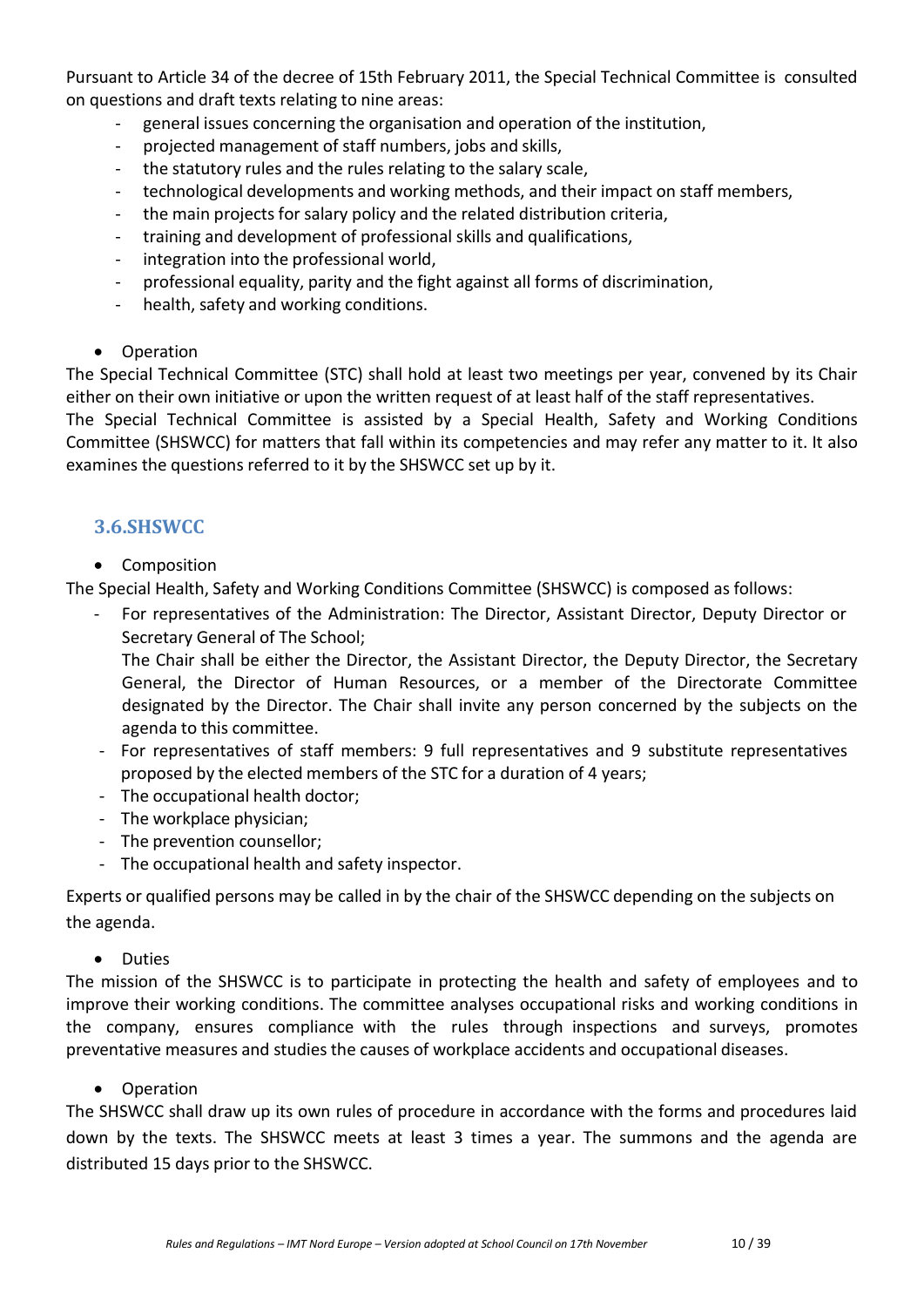Pursuant to Article 34 of the decree of 15th February 2011, the Special Technical Committee is consulted on questions and draft texts relating to nine areas:

- general issues concerning the organisation and operation of the institution,
- projected management of staff numbers, jobs and skills,
- the statutory rules and the rules relating to the salary scale,
- technological developments and working methods, and their impact on staff members,
- the main projects for salary policy and the related distribution criteria,
- training and development of professional skills and qualifications,
- integration into the professional world,
- professional equality, parity and the fight against all forms of discrimination,
- health, safety and working conditions.

- Operation

The Special Technical Committee (STC) shall hold at least two meetings per year, convened by its Chair either on their own initiative or upon the written request of at least half of the staff representatives.
The Special Technical Committee is assisted by a Special Health, Safety and Working Conditions Committee (SHSWCC) for matters that fall within its competencies and may refer any matter to it. It also examines the questions referred to it by the SHSWCC set up by it.

## 3.6.SHSWCC

- Composition

The Special Health, Safety and Working Conditions Committee (SHSWCC) is composed as follows:

- For representatives of the Administration: The Director, Assistant Director, Deputy Director or Secretary General of The School;
  The Chair shall be either the Director, the Assistant Director, the Deputy Director, the Secretary General, the Director of Human Resources, or a member of the Directorate Committee designated by the Director. The Chair shall invite any person concerned by the subjects on the agenda to this committee.
- For representatives of staff members: 9 full representatives and 9 substitute representatives proposed by the elected members of the STC for a duration of 4 years;
- The occupational health doctor;
- The workplace physician;
- The prevention counsellor;
- The occupational health and safety inspector.

Experts or qualified persons may be called in by the chair of the SHSWCC depending on the subjects on the agenda.

- Duties

The mission of the SHSWCC is to participate in protecting the health and safety of employees and to improve their working conditions. The committee analyses occupational risks and working conditions in the company, ensures compliance with the rules through inspections and surveys, promotes preventative measures and studies the causes of workplace accidents and occupational diseases.

- Operation

The SHSWCC shall draw up its own rules of procedure in accordance with the forms and procedures laid down by the texts. The SHSWCC meets at least 3 times a year. The summons and the agenda are distributed 15 days prior to the SHSWCC.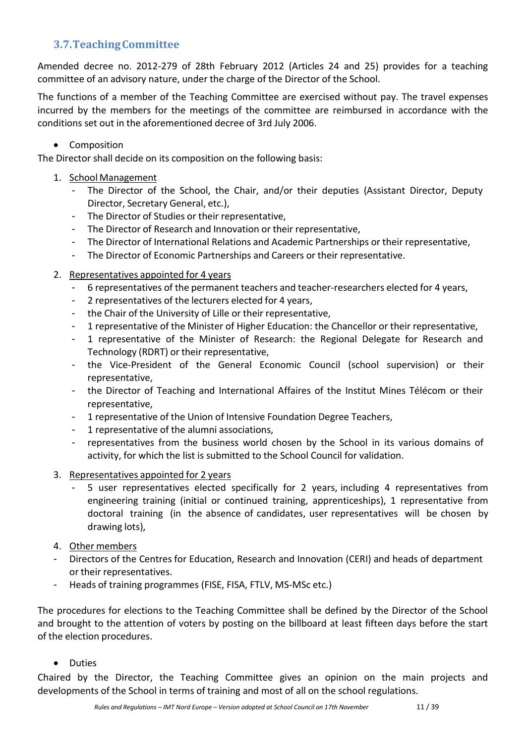## 3.7. Teaching Committee

Amended decree no. 2012-279 of 28th February 2012 (Articles 24 and 25) provides for a teaching committee of an advisory nature, under the charge of the Director of the School.

The functions of a member of the Teaching Committee are exercised without pay. The travel expenses incurred by the members for the meetings of the committee are reimbursed in accordance with the conditions set out in the aforementioned decree of 3rd July 2006.

- Composition

The Director shall decide on its composition on the following basis:

1. <u>School Management</u>
   - The Director of the School, the Chair, and/or their deputies (Assistant Director, Deputy Director, Secretary General, etc.),
   - The Director of Studies or their representative,
   - The Director of Research and Innovation or their representative,
   - The Director of International Relations and Academic Partnerships or their representative,
   - The Director of Economic Partnerships and Careers or their representative.
2. <u>Representatives appointed for 4 years</u>
   - 6 representatives of the permanent teachers and teacher-researchers elected for 4 years,
   - 2 representatives of the lecturers elected for 4 years,
   - the Chair of the University of Lille or their representative,
   - 1 representative of the Minister of Higher Education: the Chancellor or their representative,
   - 1 representative of the Minister of Research: the Regional Delegate for Research and Technology (RDRT) or their representative,
   - the Vice-President of the General Economic Council (school supervision) or their representative,
   - the Director of Teaching and International Affaires of the Institut Mines Télécom or their representative,
   - 1 representative of the Union of Intensive Foundation Degree Teachers,
   - 1 representative of the alumni associations,
   - representatives from the business world chosen by the School in its various domains of activity, for which the list is submitted to the School Council for validation.
3. <u>Representatives appointed for 2 years</u>
   - 5 user representatives elected specifically for 2 years, including 4 representatives from engineering training (initial or continued training, apprenticeships), 1 representative from doctoral training (in the absence of candidates, user representatives will be chosen by drawing lots),
4. <u>Other members</u>

- Directors of the Centres for Education, Research and Innovation (CERI) and heads of department or their representatives.
- Heads of training programmes (FISE, FISA, FTLV, MS-MSc etc.)

The procedures for elections to the Teaching Committee shall be defined by the Director of the School and brought to the attention of voters by posting on the billboard at least fifteen days before the start of the election procedures.

- Duties

Chaired by the Director, the Teaching Committee gives an opinion on the main projects and developments of the School in terms of training and most of all on the school regulations.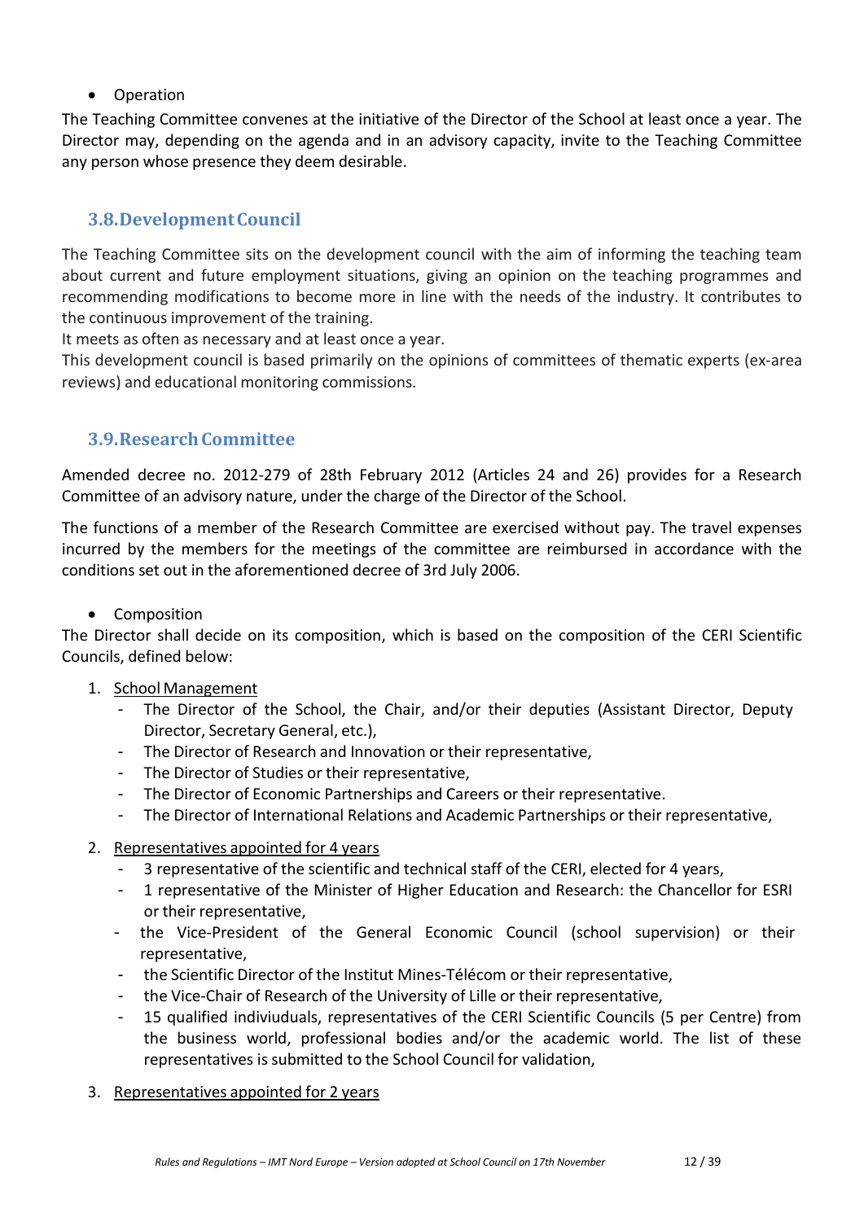- Operation

The Teaching Committee convenes at the initiative of the Director of the School at least once a year. The Director may, depending on the agenda and in an advisory capacity, invite to the Teaching Committee any person whose presence they deem desirable.

## 3.8. Development Council

The Teaching Committee sits on the development council with the aim of informing the teaching team about current and future employment situations, giving an opinion on the teaching programmes and recommending modifications to become more in line with the needs of the industry. It contributes to the continuous improvement of the training.

It meets as often as necessary and at least once a year.

This development council is based primarily on the opinions of committees of thematic experts (ex-area reviews) and educational monitoring commissions.

## 3.9. Research Committee

Amended decree no. 2012-279 of 28th February 2012 (Articles 24 and 26) provides for a Research Committee of an advisory nature, under the charge of the Director of the School.

The functions of a member of the Research Committee are exercised without pay. The travel expenses incurred by the members for the meetings of the committee are reimbursed in accordance with the conditions set out in the aforementioned decree of 3rd July 2006.

- Composition

The Director shall decide on its composition, which is based on the composition of the CERI Scientific Councils, defined below:

1. <u>School Management</u>
   - The Director of the School, the Chair, and/or their deputies (Assistant Director, Deputy Director, Secretary General, etc.),
   - The Director of Research and Innovation or their representative,
   - The Director of Studies or their representative,
   - The Director of Economic Partnerships and Careers or their representative.
   - The Director of International Relations and Academic Partnerships or their representative,
2. <u>Representatives appointed for 4 years</u>
   - 3 representative of the scientific and technical staff of the CERI, elected for 4 years,
   - 1 representative of the Minister of Higher Education and Research: the Chancellor for ESRI or their representative,
   - the Vice-President of the General Economic Council (school supervision) or their representative,
   - the Scientific Director of the Institut Mines-Télécom or their representative,
   - the Vice-Chair of Research of the University of Lille or their representative,
   - 15 qualified indiviuduals, representatives of the CERI Scientific Councils (5 per Centre) from the business world, professional bodies and/or the academic world. The list of these representatives is submitted to the School Council for validation,
3. <u>Representatives appointed for 2 years</u>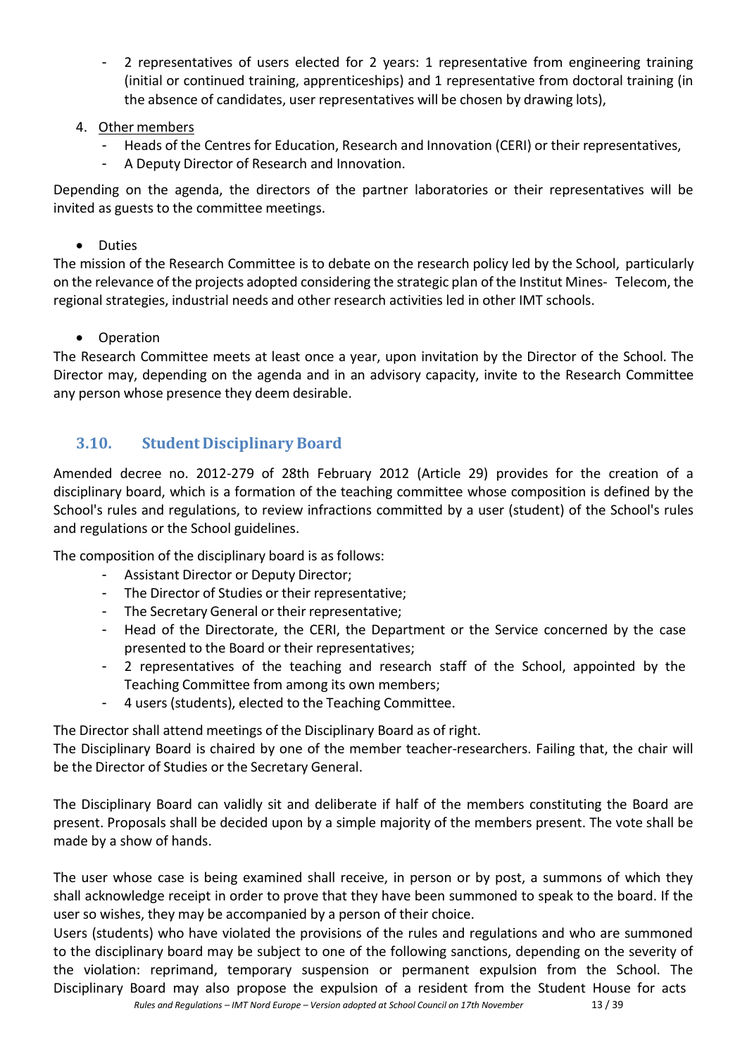- 2 representatives of users elected for 2 years: 1 representative from engineering training (initial or continued training, apprenticeships) and 1 representative from doctoral training (in the absence of candidates, user representatives will be chosen by drawing lots),

4. Other members
   - Heads of the Centres for Education, Research and Innovation (CERI) or their representatives,
   - A Deputy Director of Research and Innovation.

Depending on the agenda, the directors of the partner laboratories or their representatives will be invited as guests to the committee meetings.

- Duties

The mission of the Research Committee is to debate on the research policy led by the School, particularly on the relevance of the projects adopted considering the strategic plan of the Institut Mines- Telecom, the regional strategies, industrial needs and other research activities led in other IMT schools.

- Operation

The Research Committee meets at least once a year, upon invitation by the Director of the School. The Director may, depending on the agenda and in an advisory capacity, invite to the Research Committee any person whose presence they deem desirable.

## 3.10. Student Disciplinary Board

Amended decree no. 2012-279 of 28th February 2012 (Article 29) provides for the creation of a disciplinary board, which is a formation of the teaching committee whose composition is defined by the School's rules and regulations, to review infractions committed by a user (student) of the School's rules and regulations or the School guidelines.

The composition of the disciplinary board is as follows:

- Assistant Director or Deputy Director;
- The Director of Studies or their representative;
- The Secretary General or their representative;
- Head of the Directorate, the CERI, the Department or the Service concerned by the case presented to the Board or their representatives;
- 2 representatives of the teaching and research staff of the School, appointed by the Teaching Committee from among its own members;
- 4 users (students), elected to the Teaching Committee.

The Director shall attend meetings of the Disciplinary Board as of right.
The Disciplinary Board is chaired by one of the member teacher-researchers. Failing that, the chair will be the Director of Studies or the Secretary General.

The Disciplinary Board can validly sit and deliberate if half of the members constituting the Board are present. Proposals shall be decided upon by a simple majority of the members present. The vote shall be made by a show of hands.

The user whose case is being examined shall receive, in person or by post, a summons of which they shall acknowledge receipt in order to prove that they have been summoned to speak to the board. If the user so wishes, they may be accompanied by a person of their choice.
Users (students) who have violated the provisions of the rules and regulations and who are summoned to the disciplinary board may be subject to one of the following sanctions, depending on the severity of the violation: reprimand, temporary suspension or permanent expulsion from the School. The Disciplinary Board may also propose the expulsion of a resident from the Student House for acts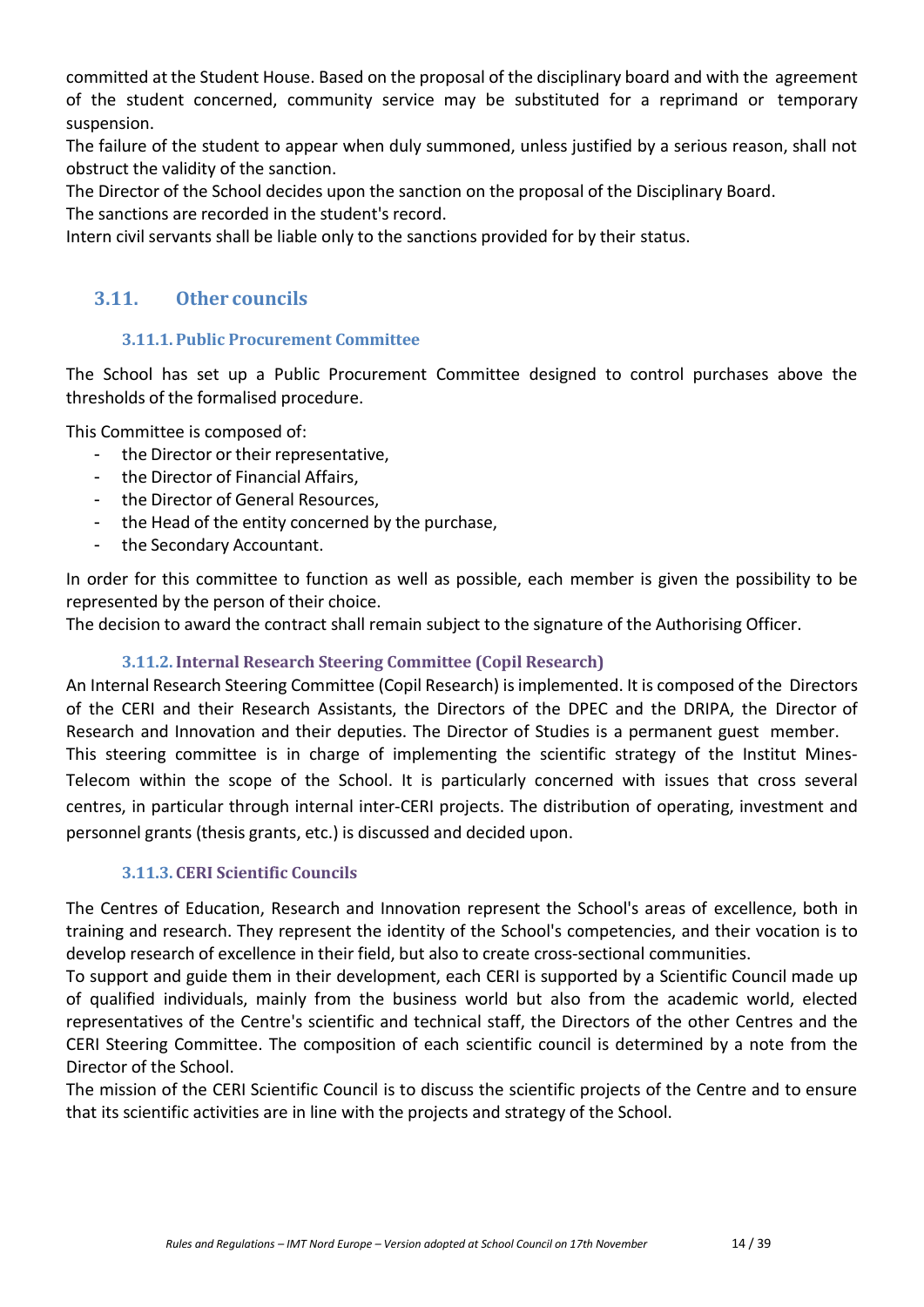committed at the Student House. Based on the proposal of the disciplinary board and with the agreement of the student concerned, community service may be substituted for a reprimand or temporary suspension.
The failure of the student to appear when duly summoned, unless justified by a serious reason, shall not obstruct the validity of the sanction.
The Director of the School decides upon the sanction on the proposal of the Disciplinary Board.
The sanctions are recorded in the student's record.
Intern civil servants shall be liable only to the sanctions provided for by their status.

## 3.11. Other councils

### 3.11.1. Public Procurement Committee

The School has set up a Public Procurement Committee designed to control purchases above the thresholds of the formalised procedure.

This Committee is composed of:

- the Director or their representative,
- the Director of Financial Affairs,
- the Director of General Resources,
- the Head of the entity concerned by the purchase,
- the Secondary Accountant.

In order for this committee to function as well as possible, each member is given the possibility to be represented by the person of their choice.
The decision to award the contract shall remain subject to the signature of the Authorising Officer.

### 3.11.2. Internal Research Steering Committee (Copil Research)

An Internal Research Steering Committee (Copil Research) is implemented. It is composed of the Directors of the CERI and their Research Assistants, the Directors of the DPEC and the DRIPA, the Director of Research and Innovation and their deputies. The Director of Studies is a permanent guest member.
This steering committee is in charge of implementing the scientific strategy of the Institut Mines-Telecom within the scope of the School. It is particularly concerned with issues that cross several centres, in particular through internal inter-CERI projects. The distribution of operating, investment and personnel grants (thesis grants, etc.) is discussed and decided upon.

### 3.11.3. CERI Scientific Councils

The Centres of Education, Research and Innovation represent the School's areas of excellence, both in training and research. They represent the identity of the School's competencies, and their vocation is to develop research of excellence in their field, but also to create cross-sectional communities.
To support and guide them in their development, each CERI is supported by a Scientific Council made up of qualified individuals, mainly from the business world but also from the academic world, elected representatives of the Centre's scientific and technical staff, the Directors of the other Centres and the CERI Steering Committee. The composition of each scientific council is determined by a note from the Director of the School.
The mission of the CERI Scientific Council is to discuss the scientific projects of the Centre and to ensure that its scientific activities are in line with the projects and strategy of the School.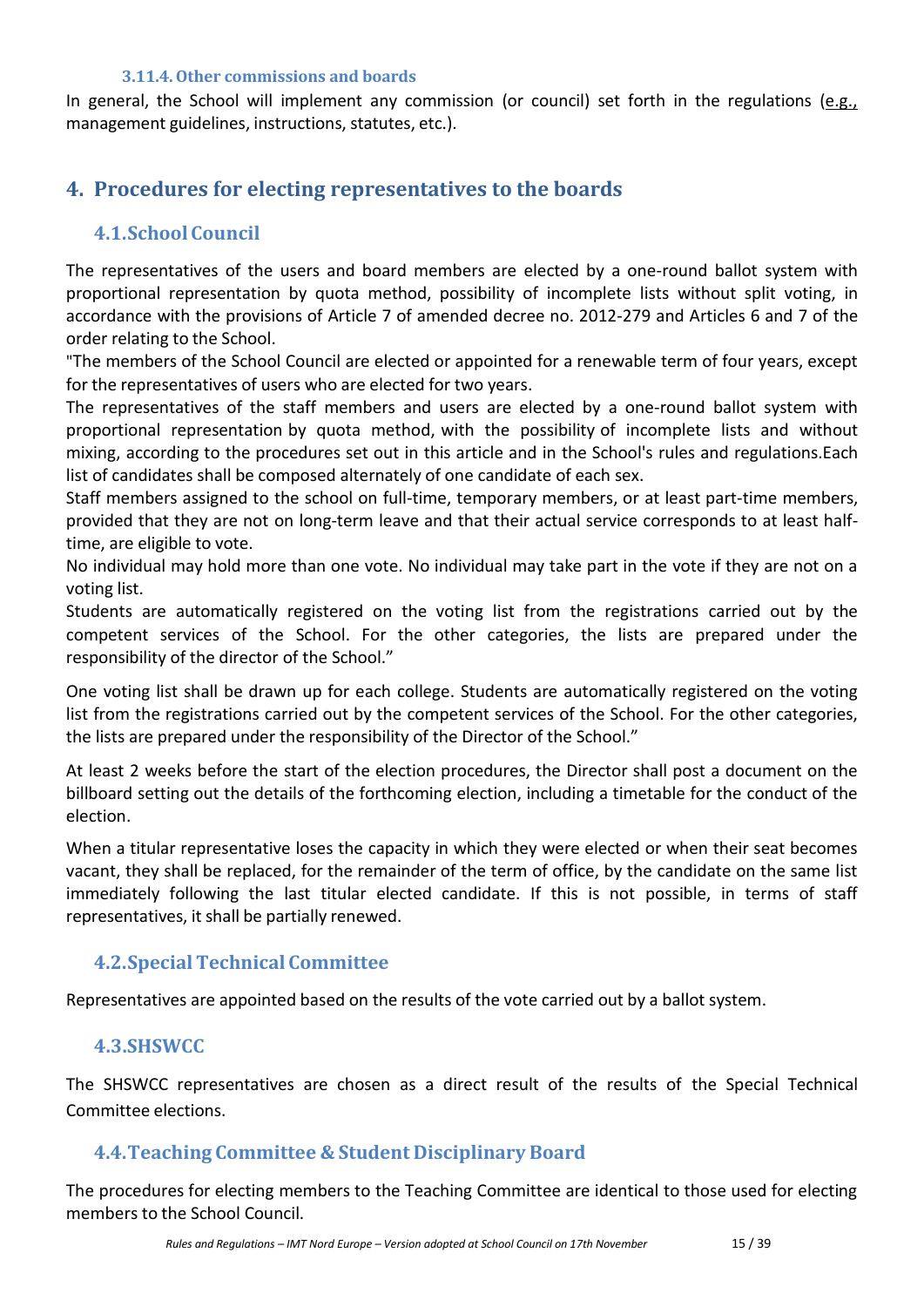#### 3.11.4. Other commissions and boards

In general, the School will implement any commission (or council) set forth in the regulations (e.g., management guidelines, instructions, statutes, etc.).

## 4. Procedures for electing representatives to the boards

### 4.1. School Council

The representatives of the users and board members are elected by a one-round ballot system with proportional representation by quota method, possibility of incomplete lists without split voting, in accordance with the provisions of Article 7 of amended decree no. 2012-279 and Articles 6 and 7 of the order relating to the School.

"The members of the School Council are elected or appointed for a renewable term of four years, except for the representatives of users who are elected for two years.

The representatives of the staff members and users are elected by a one-round ballot system with proportional representation by quota method, with the possibility of incomplete lists and without mixing, according to the procedures set out in this article and in the School's rules and regulations.Each list of candidates shall be composed alternately of one candidate of each sex.

Staff members assigned to the school on full-time, temporary members, or at least part-time members, provided that they are not on long-term leave and that their actual service corresponds to at least half-time, are eligible to vote.

No individual may hold more than one vote. No individual may take part in the vote if they are not on a voting list.

Students are automatically registered on the voting list from the registrations carried out by the competent services of the School. For the other categories, the lists are prepared under the responsibility of the director of the School."

One voting list shall be drawn up for each college. Students are automatically registered on the voting list from the registrations carried out by the competent services of the School. For the other categories, the lists are prepared under the responsibility of the Director of the School."

At least 2 weeks before the start of the election procedures, the Director shall post a document on the billboard setting out the details of the forthcoming election, including a timetable for the conduct of the election.

When a titular representative loses the capacity in which they were elected or when their seat becomes vacant, they shall be replaced, for the remainder of the term of office, by the candidate on the same list immediately following the last titular elected candidate. If this is not possible, in terms of staff representatives, it shall be partially renewed.

### 4.2. Special Technical Committee

Representatives are appointed based on the results of the vote carried out by a ballot system.

### 4.3. SHSWCC

The SHSWCC representatives are chosen as a direct result of the results of the Special Technical Committee elections.

### 4.4. Teaching Committee & Student Disciplinary Board

The procedures for electing members to the Teaching Committee are identical to those used for electing members to the School Council.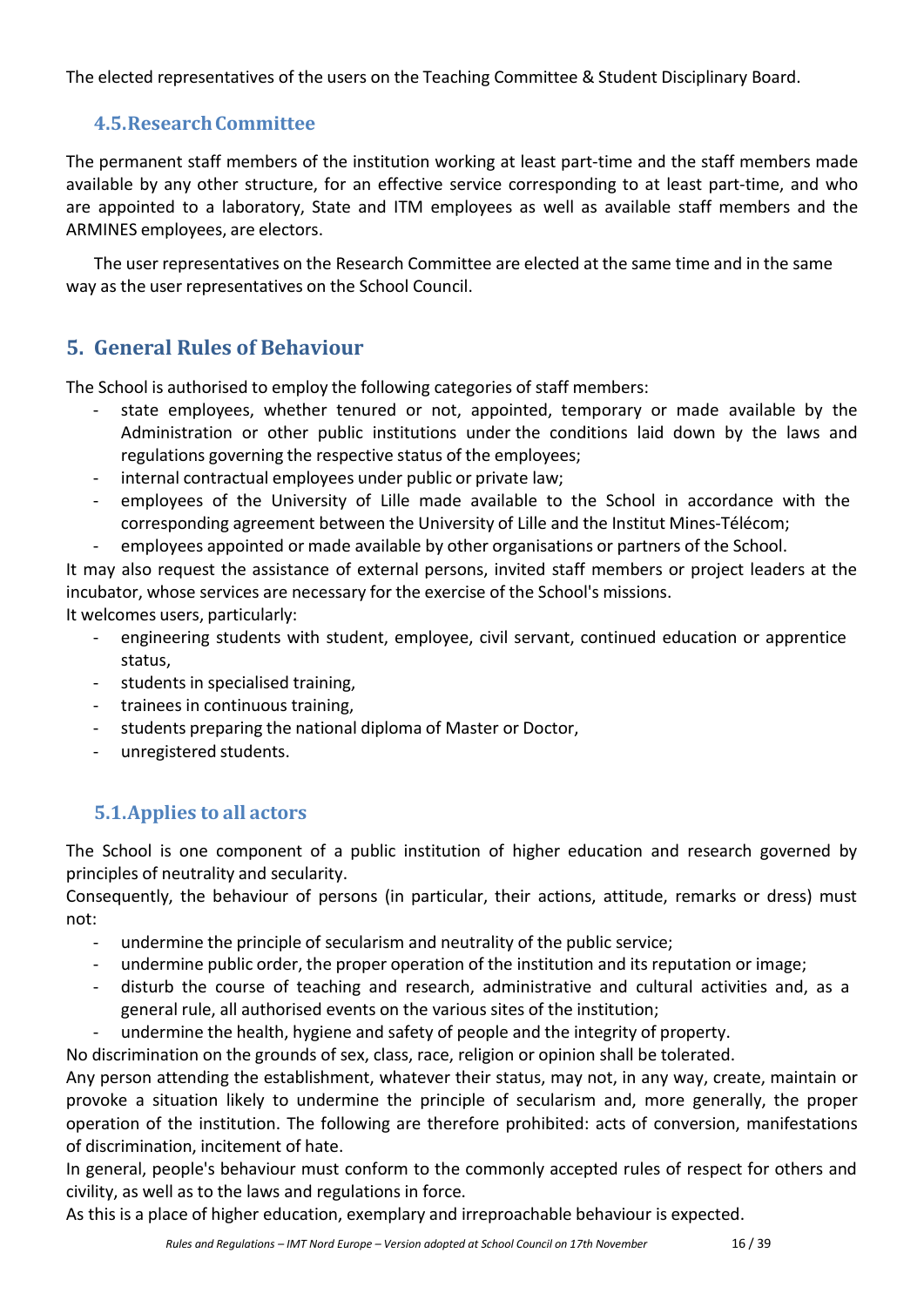The elected representatives of the users on the Teaching Committee & Student Disciplinary Board.

### 4.5. Research Committee

The permanent staff members of the institution working at least part-time and the staff members made available by any other structure, for an effective service corresponding to at least part-time, and who are appointed to a laboratory, State and ITM employees as well as available staff members and the ARMINES employees, are electors.

The user representatives on the Research Committee are elected at the same time and in the same way as the user representatives on the School Council.

## 5. General Rules of Behaviour

The School is authorised to employ the following categories of staff members:

- state employees, whether tenured or not, appointed, temporary or made available by the Administration or other public institutions under the conditions laid down by the laws and regulations governing the respective status of the employees;
- internal contractual employees under public or private law;
- employees of the University of Lille made available to the School in accordance with the corresponding agreement between the University of Lille and the Institut Mines-Télécom;
- employees appointed or made available by other organisations or partners of the School.

It may also request the assistance of external persons, invited staff members or project leaders at the incubator, whose services are necessary for the exercise of the School's missions.

It welcomes users, particularly:

- engineering students with student, employee, civil servant, continued education or apprentice status,
- students in specialised training,
- trainees in continuous training,
- students preparing the national diploma of Master or Doctor,
- unregistered students.

### 5.1. Applies to all actors

The School is one component of a public institution of higher education and research governed by principles of neutrality and secularity.

Consequently, the behaviour of persons (in particular, their actions, attitude, remarks or dress) must not:

- undermine the principle of secularism and neutrality of the public service;
- undermine public order, the proper operation of the institution and its reputation or image;
- disturb the course of teaching and research, administrative and cultural activities and, as a general rule, all authorised events on the various sites of the institution;
- undermine the health, hygiene and safety of people and the integrity of property.

No discrimination on the grounds of sex, class, race, religion or opinion shall be tolerated.

Any person attending the establishment, whatever their status, may not, in any way, create, maintain or provoke a situation likely to undermine the principle of secularism and, more generally, the proper operation of the institution. The following are therefore prohibited: acts of conversion, manifestations of discrimination, incitement of hate.

In general, people's behaviour must conform to the commonly accepted rules of respect for others and civility, as well as to the laws and regulations in force.

As this is a place of higher education, exemplary and irreproachable behaviour is expected.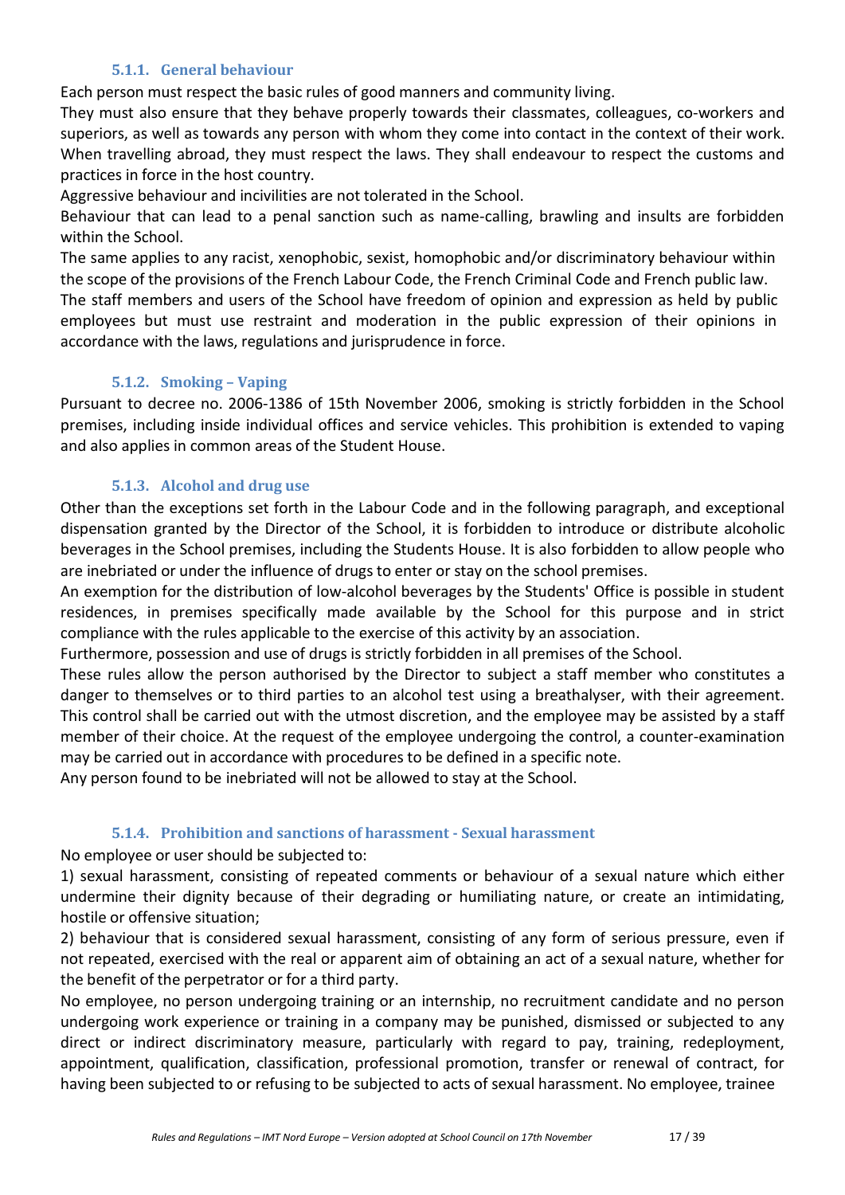#### 5.1.1. General behaviour

Each person must respect the basic rules of good manners and community living.

They must also ensure that they behave properly towards their classmates, colleagues, co-workers and superiors, as well as towards any person with whom they come into contact in the context of their work. When travelling abroad, they must respect the laws. They shall endeavour to respect the customs and practices in force in the host country.

Aggressive behaviour and incivilities are not tolerated in the School.

Behaviour that can lead to a penal sanction such as name-calling, brawling and insults are forbidden within the School.

The same applies to any racist, xenophobic, sexist, homophobic and/or discriminatory behaviour within the scope of the provisions of the French Labour Code, the French Criminal Code and French public law.

The staff members and users of the School have freedom of opinion and expression as held by public employees but must use restraint and moderation in the public expression of their opinions in accordance with the laws, regulations and jurisprudence in force.

#### 5.1.2. Smoking – Vaping

Pursuant to decree no. 2006-1386 of 15th November 2006, smoking is strictly forbidden in the School premises, including inside individual offices and service vehicles. This prohibition is extended to vaping and also applies in common areas of the Student House.

#### 5.1.3. Alcohol and drug use

Other than the exceptions set forth in the Labour Code and in the following paragraph, and exceptional dispensation granted by the Director of the School, it is forbidden to introduce or distribute alcoholic beverages in the School premises, including the Students House. It is also forbidden to allow people who are inebriated or under the influence of drugs to enter or stay on the school premises.

An exemption for the distribution of low-alcohol beverages by the Students' Office is possible in student residences, in premises specifically made available by the School for this purpose and in strict compliance with the rules applicable to the exercise of this activity by an association.

Furthermore, possession and use of drugs is strictly forbidden in all premises of the School.

These rules allow the person authorised by the Director to subject a staff member who constitutes a danger to themselves or to third parties to an alcohol test using a breathalyser, with their agreement. This control shall be carried out with the utmost discretion, and the employee may be assisted by a staff member of their choice. At the request of the employee undergoing the control, a counter-examination may be carried out in accordance with procedures to be defined in a specific note.

Any person found to be inebriated will not be allowed to stay at the School.

#### 5.1.4. Prohibition and sanctions of harassment - Sexual harassment

No employee or user should be subjected to:

1) sexual harassment, consisting of repeated comments or behaviour of a sexual nature which either undermine their dignity because of their degrading or humiliating nature, or create an intimidating, hostile or offensive situation;

2) behaviour that is considered sexual harassment, consisting of any form of serious pressure, even if not repeated, exercised with the real or apparent aim of obtaining an act of a sexual nature, whether for the benefit of the perpetrator or for a third party.

No employee, no person undergoing training or an internship, no recruitment candidate and no person undergoing work experience or training in a company may be punished, dismissed or subjected to any direct or indirect discriminatory measure, particularly with regard to pay, training, redeployment, appointment, qualification, classification, professional promotion, transfer or renewal of contract, for having been subjected to or refusing to be subjected to acts of sexual harassment. No employee, trainee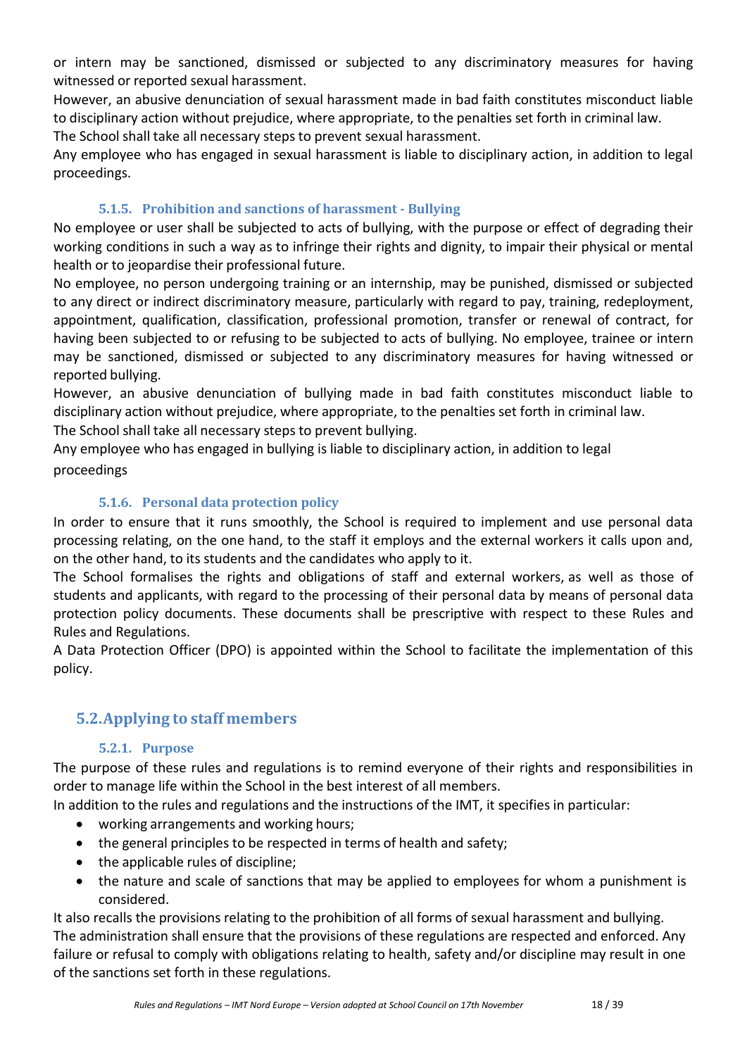or intern may be sanctioned, dismissed or subjected to any discriminatory measures for having witnessed or reported sexual harassment.

However, an abusive denunciation of sexual harassment made in bad faith constitutes misconduct liable to disciplinary action without prejudice, where appropriate, to the penalties set forth in criminal law.

The School shall take all necessary steps to prevent sexual harassment.

Any employee who has engaged in sexual harassment is liable to disciplinary action, in addition to legal proceedings.

#### 5.1.5. Prohibition and sanctions of harassment - Bullying

No employee or user shall be subjected to acts of bullying, with the purpose or effect of degrading their working conditions in such a way as to infringe their rights and dignity, to impair their physical or mental health or to jeopardise their professional future.

No employee, no person undergoing training or an internship, may be punished, dismissed or subjected to any direct or indirect discriminatory measure, particularly with regard to pay, training, redeployment, appointment, qualification, classification, professional promotion, transfer or renewal of contract, for having been subjected to or refusing to be subjected to acts of bullying. No employee, trainee or intern may be sanctioned, dismissed or subjected to any discriminatory measures for having witnessed or reported bullying.

However, an abusive denunciation of bullying made in bad faith constitutes misconduct liable to disciplinary action without prejudice, where appropriate, to the penalties set forth in criminal law.

The School shall take all necessary steps to prevent bullying.

Any employee who has engaged in bullying is liable to disciplinary action, in addition to legal proceedings

#### 5.1.6. Personal data protection policy

In order to ensure that it runs smoothly, the School is required to implement and use personal data processing relating, on the one hand, to the staff it employs and the external workers it calls upon and, on the other hand, to its students and the candidates who apply to it.

The School formalises the rights and obligations of staff and external workers, as well as those of students and applicants, with regard to the processing of their personal data by means of personal data protection policy documents. These documents shall be prescriptive with respect to these Rules and Rules and Regulations.

A Data Protection Officer (DPO) is appointed within the School to facilitate the implementation of this policy.

### 5.2. Applying to staff members

#### 5.2.1. Purpose

The purpose of these rules and regulations is to remind everyone of their rights and responsibilities in order to manage life within the School in the best interest of all members.

In addition to the rules and regulations and the instructions of the IMT, it specifies in particular:

- working arrangements and working hours;
- the general principles to be respected in terms of health and safety;
- the applicable rules of discipline;
- the nature and scale of sanctions that may be applied to employees for whom a punishment is considered.

It also recalls the provisions relating to the prohibition of all forms of sexual harassment and bullying.

The administration shall ensure that the provisions of these regulations are respected and enforced. Any failure or refusal to comply with obligations relating to health, safety and/or discipline may result in one of the sanctions set forth in these regulations.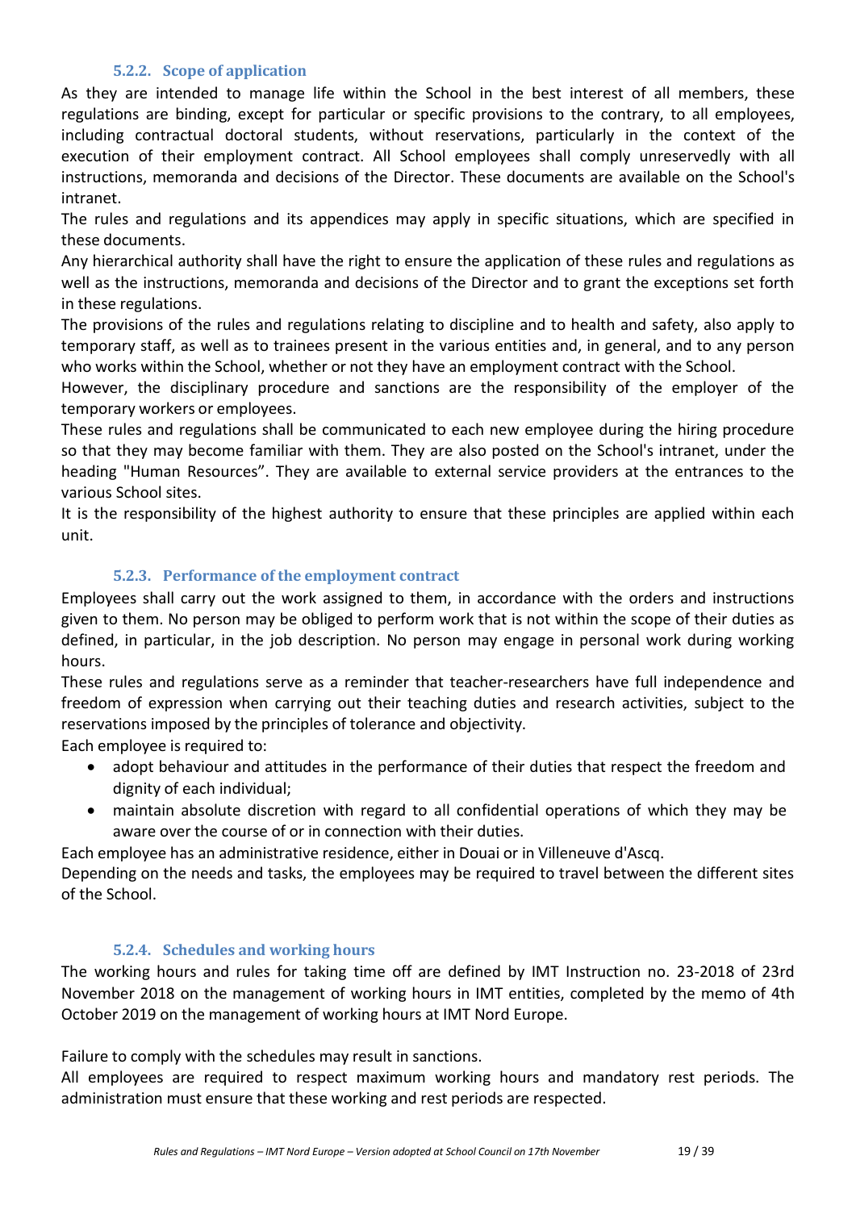#### 5.2.2. Scope of application

As they are intended to manage life within the School in the best interest of all members, these regulations are binding, except for particular or specific provisions to the contrary, to all employees, including contractual doctoral students, without reservations, particularly in the context of the execution of their employment contract. All School employees shall comply unreservedly with all instructions, memoranda and decisions of the Director. These documents are available on the School's intranet.

The rules and regulations and its appendices may apply in specific situations, which are specified in these documents.

Any hierarchical authority shall have the right to ensure the application of these rules and regulations as well as the instructions, memoranda and decisions of the Director and to grant the exceptions set forth in these regulations.

The provisions of the rules and regulations relating to discipline and to health and safety, also apply to temporary staff, as well as to trainees present in the various entities and, in general, and to any person who works within the School, whether or not they have an employment contract with the School.

However, the disciplinary procedure and sanctions are the responsibility of the employer of the temporary workers or employees.

These rules and regulations shall be communicated to each new employee during the hiring procedure so that they may become familiar with them. They are also posted on the School's intranet, under the heading "Human Resources". They are available to external service providers at the entrances to the various School sites.

It is the responsibility of the highest authority to ensure that these principles are applied within each unit.

#### 5.2.3. Performance of the employment contract

Employees shall carry out the work assigned to them, in accordance with the orders and instructions given to them. No person may be obliged to perform work that is not within the scope of their duties as defined, in particular, in the job description. No person may engage in personal work during working hours.

These rules and regulations serve as a reminder that teacher-researchers have full independence and freedom of expression when carrying out their teaching duties and research activities, subject to the reservations imposed by the principles of tolerance and objectivity.

Each employee is required to:

- adopt behaviour and attitudes in the performance of their duties that respect the freedom and dignity of each individual;
- maintain absolute discretion with regard to all confidential operations of which they may be aware over the course of or in connection with their duties.

Each employee has an administrative residence, either in Douai or in Villeneuve d'Ascq.

Depending on the needs and tasks, the employees may be required to travel between the different sites of the School.

#### 5.2.4. Schedules and working hours

The working hours and rules for taking time off are defined by IMT Instruction no. 23-2018 of 23rd November 2018 on the management of working hours in IMT entities, completed by the memo of 4th October 2019 on the management of working hours at IMT Nord Europe.

Failure to comply with the schedules may result in sanctions.

All employees are required to respect maximum working hours and mandatory rest periods. The administration must ensure that these working and rest periods are respected.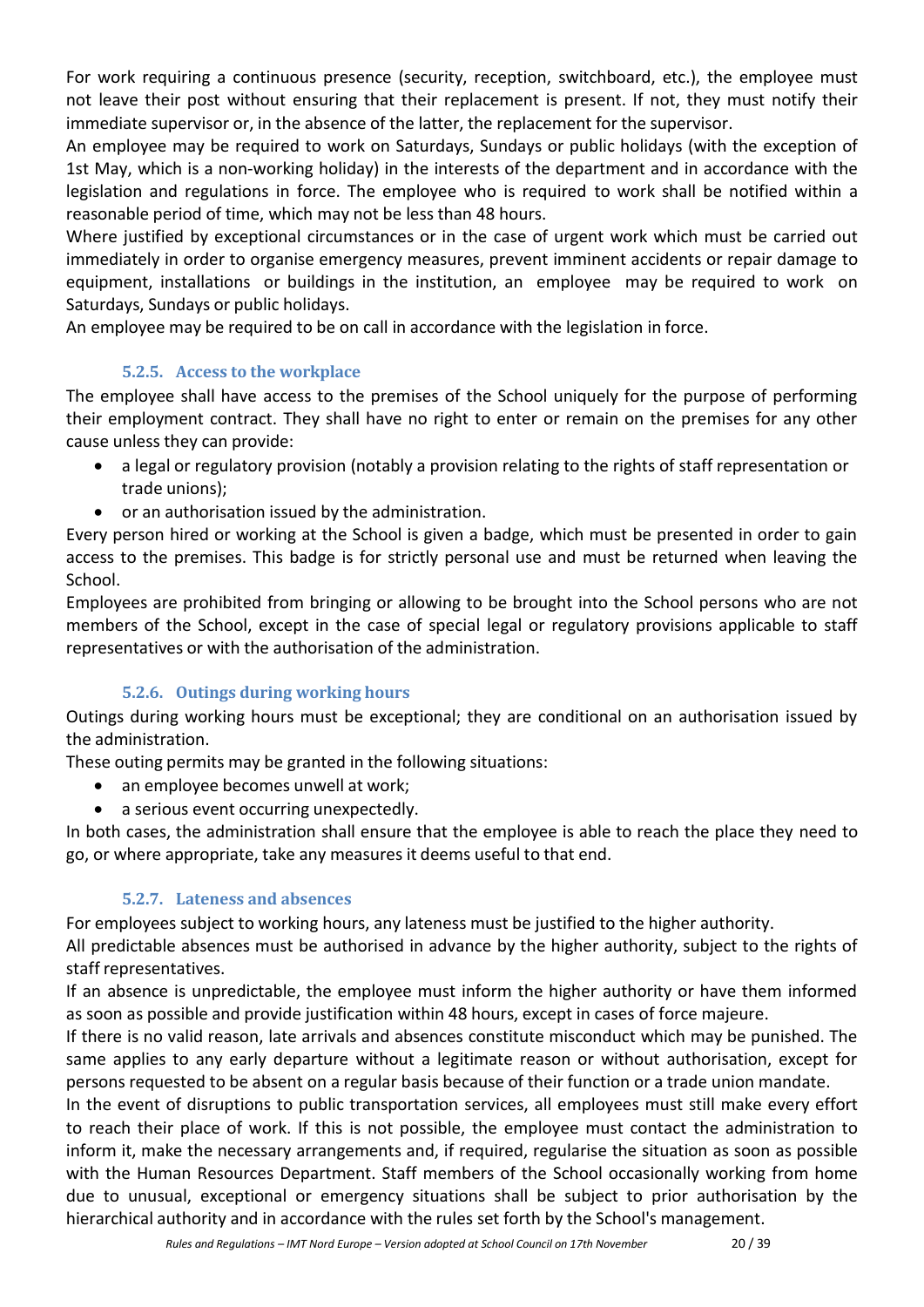For work requiring a continuous presence (security, reception, switchboard, etc.), the employee must not leave their post without ensuring that their replacement is present. If not, they must notify their immediate supervisor or, in the absence of the latter, the replacement for the supervisor.

An employee may be required to work on Saturdays, Sundays or public holidays (with the exception of 1st May, which is a non-working holiday) in the interests of the department and in accordance with the legislation and regulations in force. The employee who is required to work shall be notified within a reasonable period of time, which may not be less than 48 hours.

Where justified by exceptional circumstances or in the case of urgent work which must be carried out immediately in order to organise emergency measures, prevent imminent accidents or repair damage to equipment, installations or buildings in the institution, an employee may be required to work on Saturdays, Sundays or public holidays.

An employee may be required to be on call in accordance with the legislation in force.

#### 5.2.5. Access to the workplace

The employee shall have access to the premises of the School uniquely for the purpose of performing their employment contract. They shall have no right to enter or remain on the premises for any other cause unless they can provide:

- a legal or regulatory provision (notably a provision relating to the rights of staff representation or trade unions);
- or an authorisation issued by the administration.

Every person hired or working at the School is given a badge, which must be presented in order to gain access to the premises. This badge is for strictly personal use and must be returned when leaving the School.

Employees are prohibited from bringing or allowing to be brought into the School persons who are not members of the School, except in the case of special legal or regulatory provisions applicable to staff representatives or with the authorisation of the administration.

#### 5.2.6. Outings during working hours

Outings during working hours must be exceptional; they are conditional on an authorisation issued by the administration.

These outing permits may be granted in the following situations:

- an employee becomes unwell at work;
- a serious event occurring unexpectedly.

In both cases, the administration shall ensure that the employee is able to reach the place they need to go, or where appropriate, take any measures it deems useful to that end.

#### 5.2.7. Lateness and absences

For employees subject to working hours, any lateness must be justified to the higher authority.

All predictable absences must be authorised in advance by the higher authority, subject to the rights of staff representatives.

If an absence is unpredictable, the employee must inform the higher authority or have them informed as soon as possible and provide justification within 48 hours, except in cases of force majeure.

If there is no valid reason, late arrivals and absences constitute misconduct which may be punished. The same applies to any early departure without a legitimate reason or without authorisation, except for persons requested to be absent on a regular basis because of their function or a trade union mandate.

In the event of disruptions to public transportation services, all employees must still make every effort to reach their place of work. If this is not possible, the employee must contact the administration to inform it, make the necessary arrangements and, if required, regularise the situation as soon as possible with the Human Resources Department. Staff members of the School occasionally working from home due to unusual, exceptional or emergency situations shall be subject to prior authorisation by the hierarchical authority and in accordance with the rules set forth by the School's management.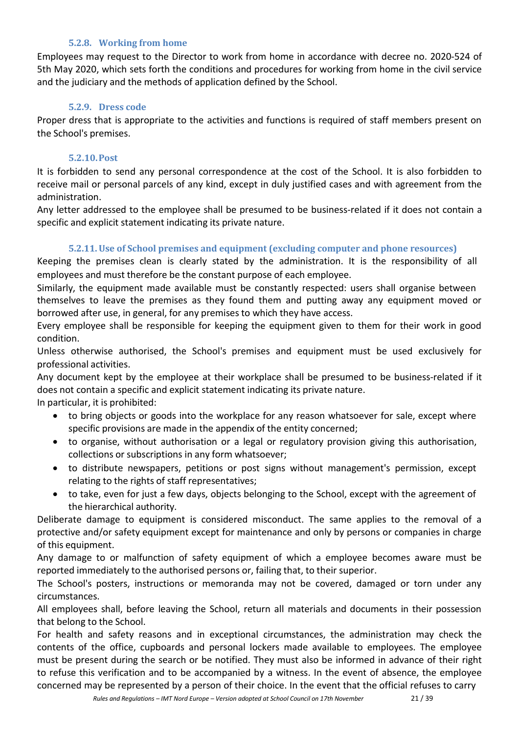#### 5.2.8. Working from home

Employees may request to the Director to work from home in accordance with decree no. 2020-524 of 5th May 2020, which sets forth the conditions and procedures for working from home in the civil service and the judiciary and the methods of application defined by the School.

#### 5.2.9. Dress code

Proper dress that is appropriate to the activities and functions is required of staff members present on the School's premises.

#### 5.2.10. Post

It is forbidden to send any personal correspondence at the cost of the School. It is also forbidden to receive mail or personal parcels of any kind, except in duly justified cases and with agreement from the administration.

Any letter addressed to the employee shall be presumed to be business-related if it does not contain a specific and explicit statement indicating its private nature.

#### 5.2.11. Use of School premises and equipment (excluding computer and phone resources)

Keeping the premises clean is clearly stated by the administration. It is the responsibility of all employees and must therefore be the constant purpose of each employee.

Similarly, the equipment made available must be constantly respected: users shall organise between themselves to leave the premises as they found them and putting away any equipment moved or borrowed after use, in general, for any premises to which they have access.

Every employee shall be responsible for keeping the equipment given to them for their work in good condition.

Unless otherwise authorised, the School's premises and equipment must be used exclusively for professional activities.

Any document kept by the employee at their workplace shall be presumed to be business-related if it does not contain a specific and explicit statement indicating its private nature.

In particular, it is prohibited:

- to bring objects or goods into the workplace for any reason whatsoever for sale, except where specific provisions are made in the appendix of the entity concerned;
- to organise, without authorisation or a legal or regulatory provision giving this authorisation, collections or subscriptions in any form whatsoever;
- to distribute newspapers, petitions or post signs without management's permission, except relating to the rights of staff representatives;
- to take, even for just a few days, objects belonging to the School, except with the agreement of the hierarchical authority.

Deliberate damage to equipment is considered misconduct. The same applies to the removal of a protective and/or safety equipment except for maintenance and only by persons or companies in charge of this equipment.

Any damage to or malfunction of safety equipment of which a employee becomes aware must be reported immediately to the authorised persons or, failing that, to their superior.

The School's posters, instructions or memoranda may not be covered, damaged or torn under any circumstances.

All employees shall, before leaving the School, return all materials and documents in their possession that belong to the School.

For health and safety reasons and in exceptional circumstances, the administration may check the contents of the office, cupboards and personal lockers made available to employees. The employee must be present during the search or be notified. They must also be informed in advance of their right to refuse this verification and to be accompanied by a witness. In the event of absence, the employee concerned may be represented by a person of their choice. In the event that the official refuses to carry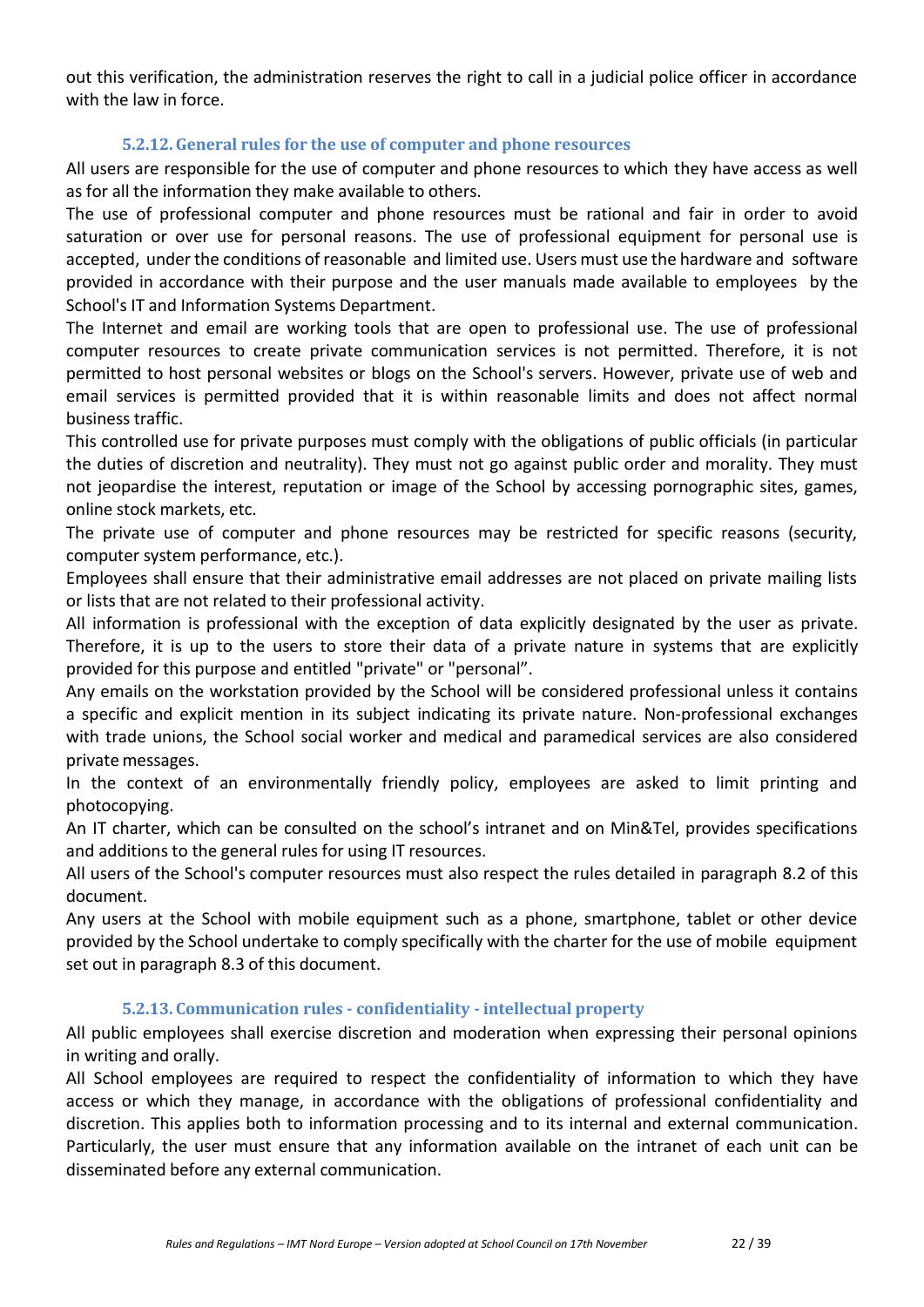out this verification, the administration reserves the right to call in a judicial police officer in accordance with the law in force.

#### 5.2.12. General rules for the use of computer and phone resources

All users are responsible for the use of computer and phone resources to which they have access as well as for all the information they make available to others.

The use of professional computer and phone resources must be rational and fair in order to avoid saturation or over use for personal reasons. The use of professional equipment for personal use is accepted, under the conditions of reasonable and limited use. Users must use the hardware and software provided in accordance with their purpose and the user manuals made available to employees by the School's IT and Information Systems Department.

The Internet and email are working tools that are open to professional use. The use of professional computer resources to create private communication services is not permitted. Therefore, it is not permitted to host personal websites or blogs on the School's servers. However, private use of web and email services is permitted provided that it is within reasonable limits and does not affect normal business traffic.

This controlled use for private purposes must comply with the obligations of public officials (in particular the duties of discretion and neutrality). They must not go against public order and morality. They must not jeopardise the interest, reputation or image of the School by accessing pornographic sites, games, online stock markets, etc.

The private use of computer and phone resources may be restricted for specific reasons (security, computer system performance, etc.).

Employees shall ensure that their administrative email addresses are not placed on private mailing lists or lists that are not related to their professional activity.

All information is professional with the exception of data explicitly designated by the user as private. Therefore, it is up to the users to store their data of a private nature in systems that are explicitly provided for this purpose and entitled "private" or "personal”.

Any emails on the workstation provided by the School will be considered professional unless it contains a specific and explicit mention in its subject indicating its private nature. Non-professional exchanges with trade unions, the School social worker and medical and paramedical services are also considered private messages.

In the context of an environmentally friendly policy, employees are asked to limit printing and photocopying.

An IT charter, which can be consulted on the school’s intranet and on Min&Tel, provides specifications and additions to the general rules for using IT resources.

All users of the School's computer resources must also respect the rules detailed in paragraph 8.2 of this document.

Any users at the School with mobile equipment such as a phone, smartphone, tablet or other device provided by the School undertake to comply specifically with the charter for the use of mobile equipment set out in paragraph 8.3 of this document.

#### 5.2.13. Communication rules - confidentiality - intellectual property

All public employees shall exercise discretion and moderation when expressing their personal opinions in writing and orally.

All School employees are required to respect the confidentiality of information to which they have access or which they manage, in accordance with the obligations of professional confidentiality and discretion. This applies both to information processing and to its internal and external communication. Particularly, the user must ensure that any information available on the intranet of each unit can be disseminated before any external communication.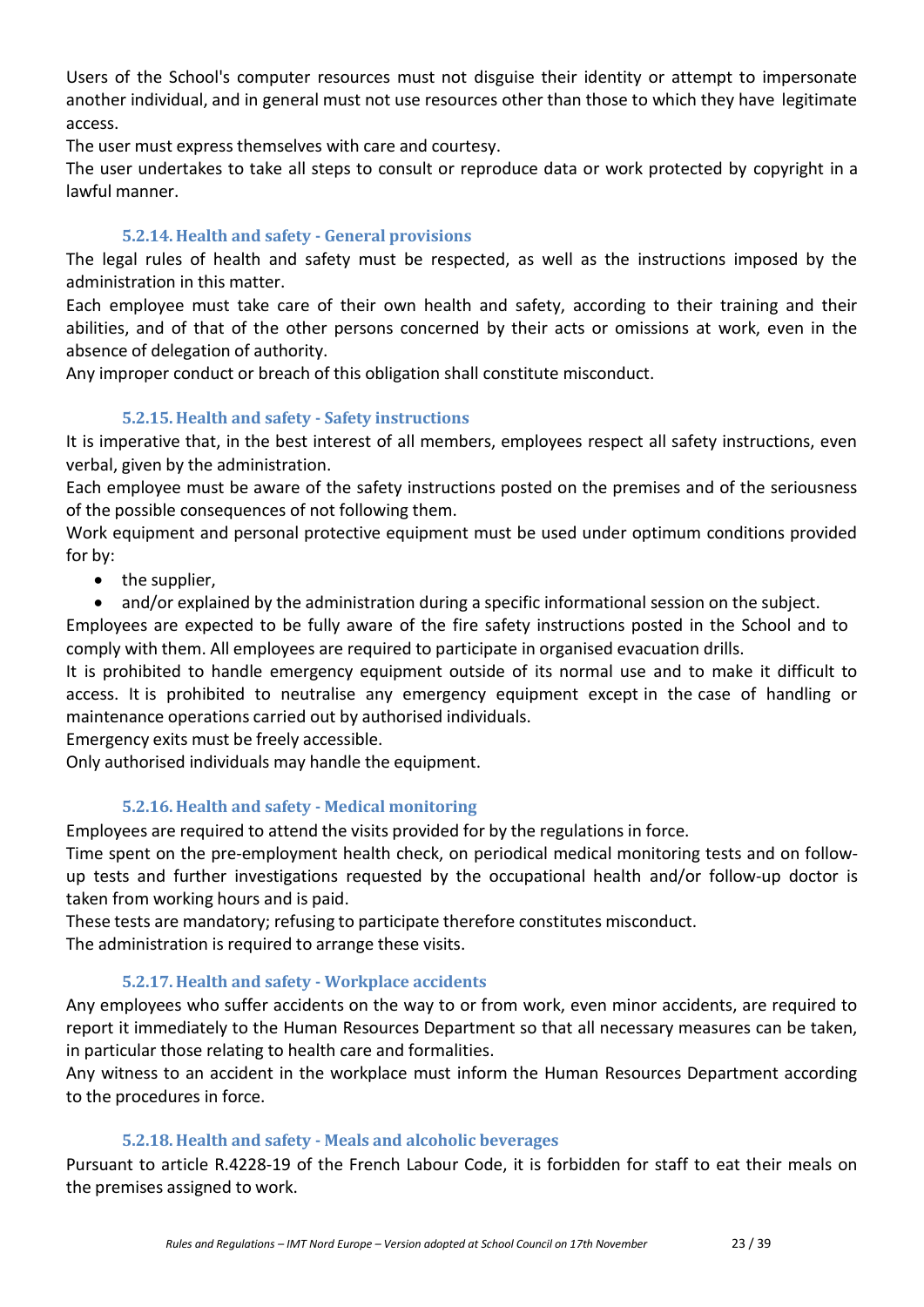Users of the School's computer resources must not disguise their identity or attempt to impersonate another individual, and in general must not use resources other than those to which they have legitimate access.

The user must express themselves with care and courtesy.

The user undertakes to take all steps to consult or reproduce data or work protected by copyright in a lawful manner.

#### 5.2.14. Health and safety - General provisions

The legal rules of health and safety must be respected, as well as the instructions imposed by the administration in this matter.

Each employee must take care of their own health and safety, according to their training and their abilities, and of that of the other persons concerned by their acts or omissions at work, even in the absence of delegation of authority.

Any improper conduct or breach of this obligation shall constitute misconduct.

#### 5.2.15. Health and safety - Safety instructions

It is imperative that, in the best interest of all members, employees respect all safety instructions, even verbal, given by the administration.

Each employee must be aware of the safety instructions posted on the premises and of the seriousness of the possible consequences of not following them.

Work equipment and personal protective equipment must be used under optimum conditions provided for by:

- the supplier,
- and/or explained by the administration during a specific informational session on the subject.

Employees are expected to be fully aware of the fire safety instructions posted in the School and to comply with them. All employees are required to participate in organised evacuation drills.

It is prohibited to handle emergency equipment outside of its normal use and to make it difficult to access. It is prohibited to neutralise any emergency equipment except in the case of handling or maintenance operations carried out by authorised individuals.

Emergency exits must be freely accessible.

Only authorised individuals may handle the equipment.

#### 5.2.16. Health and safety - Medical monitoring

Employees are required to attend the visits provided for by the regulations in force.

Time spent on the pre-employment health check, on periodical medical monitoring tests and on follow-up tests and further investigations requested by the occupational health and/or follow-up doctor is taken from working hours and is paid.

These tests are mandatory; refusing to participate therefore constitutes misconduct.

The administration is required to arrange these visits.

#### 5.2.17. Health and safety - Workplace accidents

Any employees who suffer accidents on the way to or from work, even minor accidents, are required to report it immediately to the Human Resources Department so that all necessary measures can be taken, in particular those relating to health care and formalities.

Any witness to an accident in the workplace must inform the Human Resources Department according to the procedures in force.

#### 5.2.18. Health and safety - Meals and alcoholic beverages

Pursuant to article R.4228-19 of the French Labour Code, it is forbidden for staff to eat their meals on the premises assigned to work.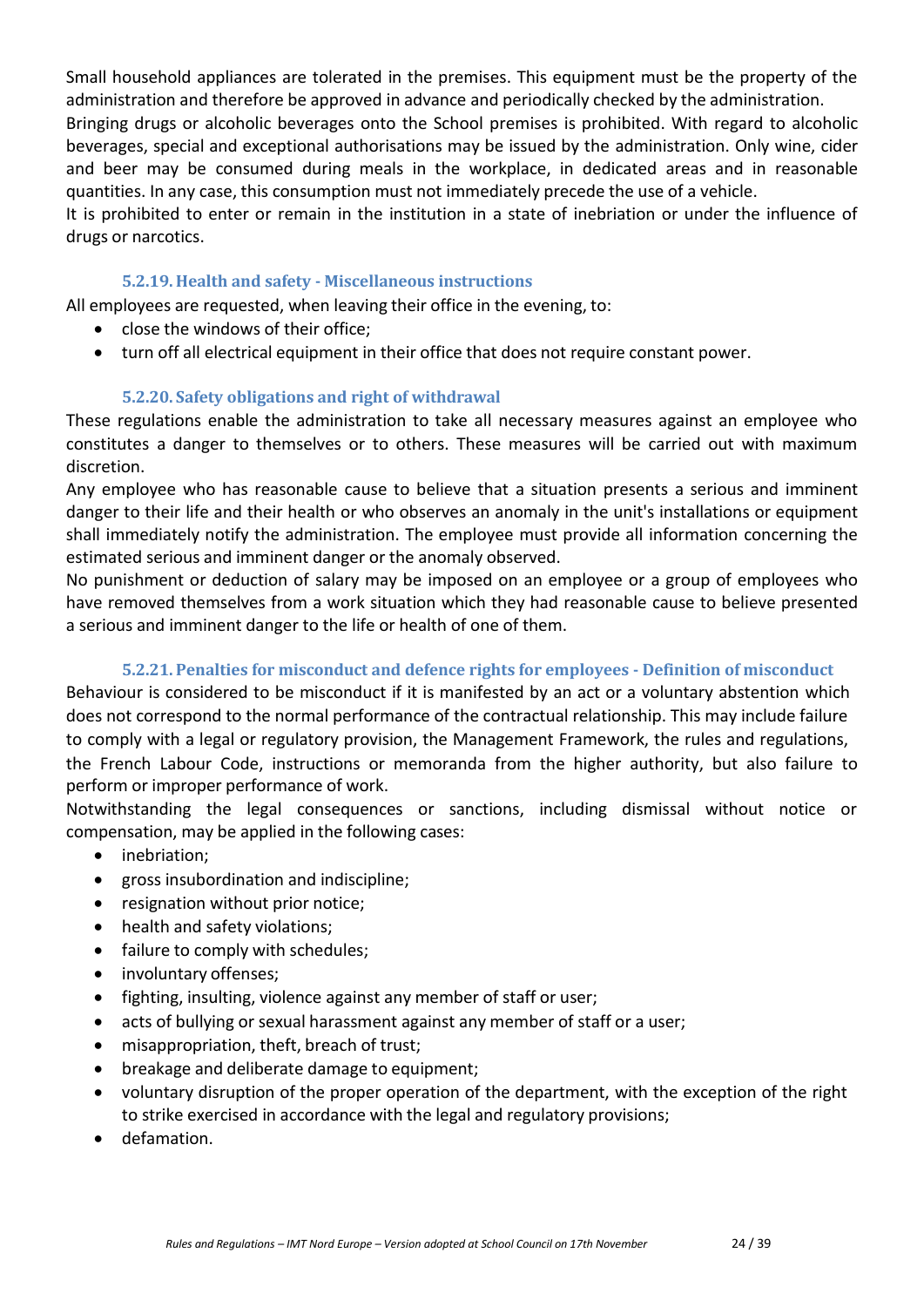Small household appliances are tolerated in the premises. This equipment must be the property of the administration and therefore be approved in advance and periodically checked by the administration.
Bringing drugs or alcoholic beverages onto the School premises is prohibited. With regard to alcoholic beverages, special and exceptional authorisations may be issued by the administration. Only wine, cider and beer may be consumed during meals in the workplace, in dedicated areas and in reasonable quantities. In any case, this consumption must not immediately precede the use of a vehicle.
It is prohibited to enter or remain in the institution in a state of inebriation or under the influence of drugs or narcotics.

#### 5.2.19. Health and safety - Miscellaneous instructions

All employees are requested, when leaving their office in the evening, to:

- close the windows of their office;
- turn off all electrical equipment in their office that does not require constant power.

#### 5.2.20. Safety obligations and right of withdrawal

These regulations enable the administration to take all necessary measures against an employee who constitutes a danger to themselves or to others. These measures will be carried out with maximum discretion.
Any employee who has reasonable cause to believe that a situation presents a serious and imminent danger to their life and their health or who observes an anomaly in the unit's installations or equipment shall immediately notify the administration. The employee must provide all information concerning the estimated serious and imminent danger or the anomaly observed.
No punishment or deduction of salary may be imposed on an employee or a group of employees who have removed themselves from a work situation which they had reasonable cause to believe presented a serious and imminent danger to the life or health of one of them.

#### 5.2.21. Penalties for misconduct and defence rights for employees - Definition of misconduct

Behaviour is considered to be misconduct if it is manifested by an act or a voluntary abstention which does not correspond to the normal performance of the contractual relationship. This may include failure to comply with a legal or regulatory provision, the Management Framework, the rules and regulations, the French Labour Code, instructions or memoranda from the higher authority, but also failure to perform or improper performance of work.
Notwithstanding the legal consequences or sanctions, including dismissal without notice or compensation, may be applied in the following cases:

- inebriation;
- gross insubordination and indiscipline;
- resignation without prior notice;
- health and safety violations;
- failure to comply with schedules;
- involuntary offenses;
- fighting, insulting, violence against any member of staff or user;
- acts of bullying or sexual harassment against any member of staff or a user;
- misappropriation, theft, breach of trust;
- breakage and deliberate damage to equipment;
- voluntary disruption of the proper operation of the department, with the exception of the right to strike exercised in accordance with the legal and regulatory provisions;
- defamation.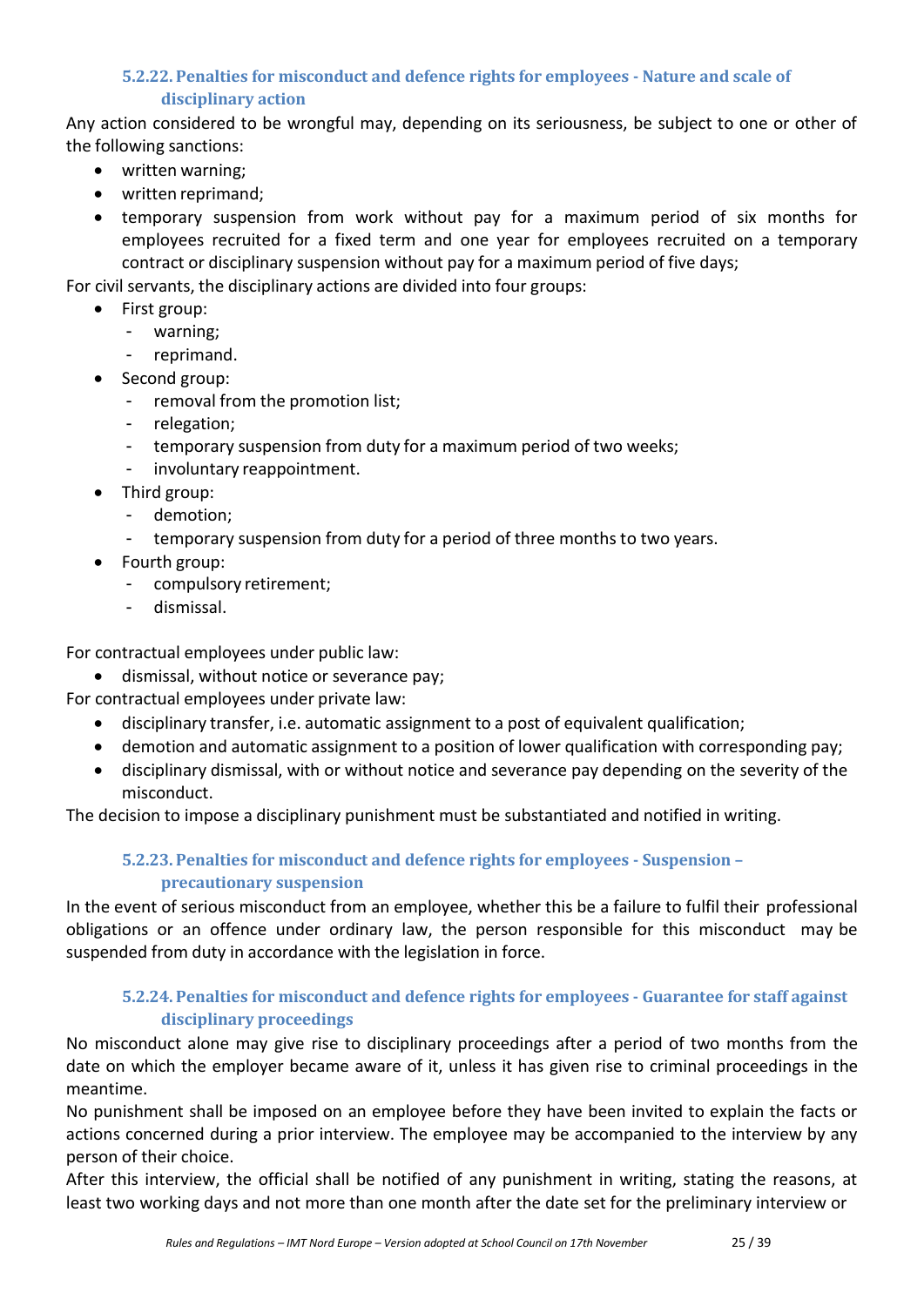#### 5.2.22. Penalties for misconduct and defence rights for employees - Nature and scale of disciplinary action

Any action considered to be wrongful may, depending on its seriousness, be subject to one or other of the following sanctions:

- written warning;
- written reprimand;
- temporary suspension from work without pay for a maximum period of six months for employees recruited for a fixed term and one year for employees recruited on a temporary contract or disciplinary suspension without pay for a maximum period of five days;

For civil servants, the disciplinary actions are divided into four groups:

- First group:
  - warning;
  - reprimand.
- Second group:
  - removal from the promotion list;
  - relegation;
  - temporary suspension from duty for a maximum period of two weeks;
  - involuntary reappointment.
- Third group:
  - demotion;
  - temporary suspension from duty for a period of three months to two years.
- Fourth group:
  - compulsory retirement;
  - dismissal.

For contractual employees under public law:

- dismissal, without notice or severance pay;

For contractual employees under private law:

- disciplinary transfer, i.e. automatic assignment to a post of equivalent qualification;
- demotion and automatic assignment to a position of lower qualification with corresponding pay;
- disciplinary dismissal, with or without notice and severance pay depending on the severity of the misconduct.

The decision to impose a disciplinary punishment must be substantiated and notified in writing.

#### 5.2.23. Penalties for misconduct and defence rights for employees - Suspension – precautionary suspension

In the event of serious misconduct from an employee, whether this be a failure to fulfil their professional obligations or an offence under ordinary law, the person responsible for this misconduct may be suspended from duty in accordance with the legislation in force.

#### 5.2.24. Penalties for misconduct and defence rights for employees - Guarantee for staff against disciplinary proceedings

No misconduct alone may give rise to disciplinary proceedings after a period of two months from the date on which the employer became aware of it, unless it has given rise to criminal proceedings in the meantime.

No punishment shall be imposed on an employee before they have been invited to explain the facts or actions concerned during a prior interview. The employee may be accompanied to the interview by any person of their choice.

After this interview, the official shall be notified of any punishment in writing, stating the reasons, at least two working days and not more than one month after the date set for the preliminary interview or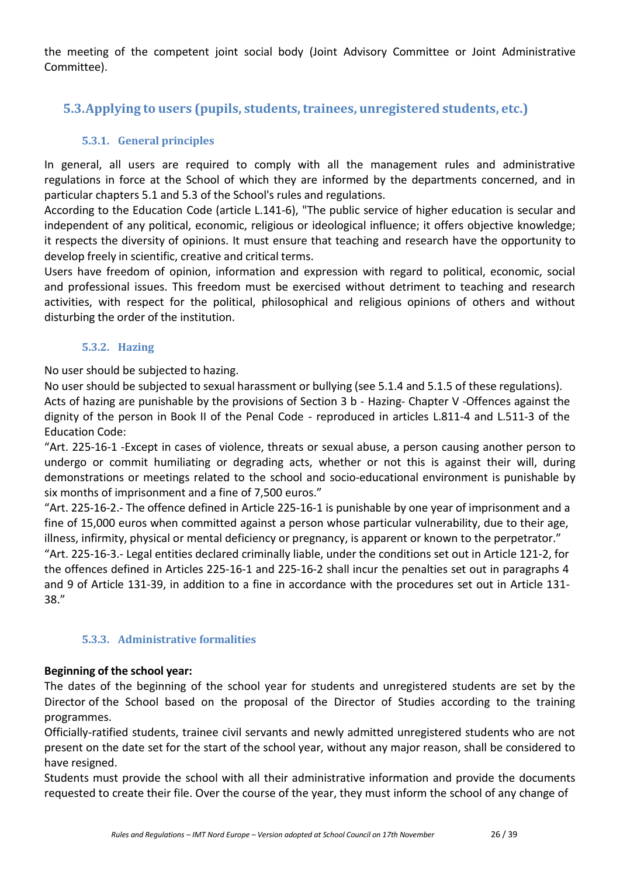the meeting of the competent joint social body (Joint Advisory Committee or Joint Administrative Committee).

## 5.3. Applying to users (pupils, students, trainees, unregistered students, etc.)

### 5.3.1. General principles

In general, all users are required to comply with all the management rules and administrative regulations in force at the School of which they are informed by the departments concerned, and in particular chapters 5.1 and 5.3 of the School's rules and regulations.
According to the Education Code (article L.141-6), "The public service of higher education is secular and independent of any political, economic, religious or ideological influence; it offers objective knowledge; it respects the diversity of opinions. It must ensure that teaching and research have the opportunity to develop freely in scientific, creative and critical terms.
Users have freedom of opinion, information and expression with regard to political, economic, social and professional issues. This freedom must be exercised without detriment to teaching and research activities, with respect for the political, philosophical and religious opinions of others and without disturbing the order of the institution.

### 5.3.2. Hazing

No user should be subjected to hazing.
No user should be subjected to sexual harassment or bullying (see 5.1.4 and 5.1.5 of these regulations).
Acts of hazing are punishable by the provisions of Section 3 b - Hazing- Chapter V -Offences against the dignity of the person in Book II of the Penal Code - reproduced in articles L.811-4 and L.511-3 of the Education Code:
"Art. 225-16-1 -Except in cases of violence, threats or sexual abuse, a person causing another person to undergo or commit humiliating or degrading acts, whether or not this is against their will, during demonstrations or meetings related to the school and socio-educational environment is punishable by six months of imprisonment and a fine of 7,500 euros."
"Art. 225-16-2.- The offence defined in Article 225-16-1 is punishable by one year of imprisonment and a fine of 15,000 euros when committed against a person whose particular vulnerability, due to their age, illness, infirmity, physical or mental deficiency or pregnancy, is apparent or known to the perpetrator."
"Art. 225-16-3.- Legal entities declared criminally liable, under the conditions set out in Article 121-2, for the offences defined in Articles 225-16-1 and 225-16-2 shall incur the penalties set out in paragraphs 4 and 9 of Article 131-39, in addition to a fine in accordance with the procedures set out in Article 131-38."

### 5.3.3. Administrative formalities

**Beginning of the school year:**
The dates of the beginning of the school year for students and unregistered students are set by the Director of the School based on the proposal of the Director of Studies according to the training programmes.
Officially-ratified students, trainee civil servants and newly admitted unregistered students who are not present on the date set for the start of the school year, without any major reason, shall be considered to have resigned.
Students must provide the school with all their administrative information and provide the documents requested to create their file. Over the course of the year, they must inform the school of any change of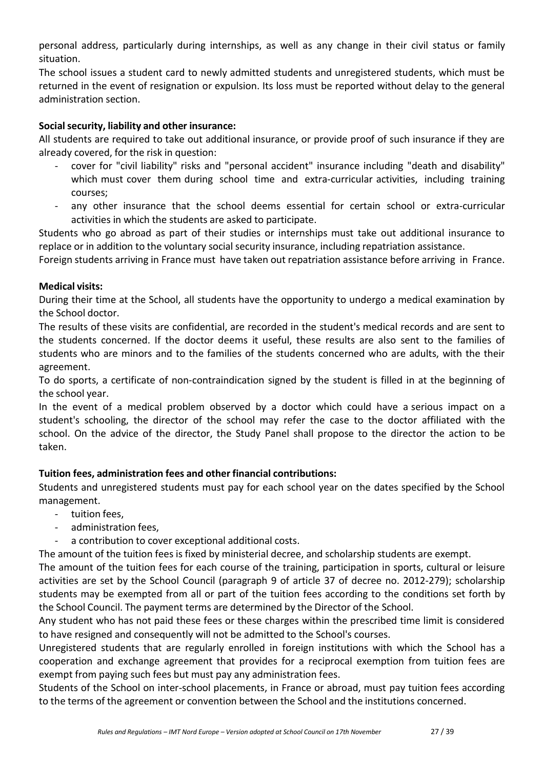personal address, particularly during internships, as well as any change in their civil status or family situation.

The school issues a student card to newly admitted students and unregistered students, which must be returned in the event of resignation or expulsion. Its loss must be reported without delay to the general administration section.

**Social security, liability and other insurance:**

All students are required to take out additional insurance, or provide proof of such insurance if they are already covered, for the risk in question:

- cover for "civil liability" risks and "personal accident" insurance including "death and disability" which must cover them during school time and extra-curricular activities, including training courses;
- any other insurance that the school deems essential for certain school or extra-curricular activities in which the students are asked to participate.

Students who go abroad as part of their studies or internships must take out additional insurance to replace or in addition to the voluntary social security insurance, including repatriation assistance.

Foreign students arriving in France must have taken out repatriation assistance before arriving in France.

**Medical visits:**

During their time at the School, all students have the opportunity to undergo a medical examination by the School doctor.

The results of these visits are confidential, are recorded in the student's medical records and are sent to the students concerned. If the doctor deems it useful, these results are also sent to the families of students who are minors and to the families of the students concerned who are adults, with the their agreement.

To do sports, a certificate of non-contraindication signed by the student is filled in at the beginning of the school year.

In the event of a medical problem observed by a doctor which could have a serious impact on a student's schooling, the director of the school may refer the case to the doctor affiliated with the school. On the advice of the director, the Study Panel shall propose to the director the action to be taken.

**Tuition fees, administration fees and other financial contributions:**

Students and unregistered students must pay for each school year on the dates specified by the School management.

- tuition fees,
- administration fees,
- a contribution to cover exceptional additional costs.

The amount of the tuition fees is fixed by ministerial decree, and scholarship students are exempt.

The amount of the tuition fees for each course of the training, participation in sports, cultural or leisure activities are set by the School Council (paragraph 9 of article 37 of decree no. 2012-279); scholarship students may be exempted from all or part of the tuition fees according to the conditions set forth by the School Council. The payment terms are determined by the Director of the School.

Any student who has not paid these fees or these charges within the prescribed time limit is considered to have resigned and consequently will not be admitted to the School's courses.

Unregistered students that are regularly enrolled in foreign institutions with which the School has a cooperation and exchange agreement that provides for a reciprocal exemption from tuition fees are exempt from paying such fees but must pay any administration fees.

Students of the School on inter-school placements, in France or abroad, must pay tuition fees according to the terms of the agreement or convention between the School and the institutions concerned.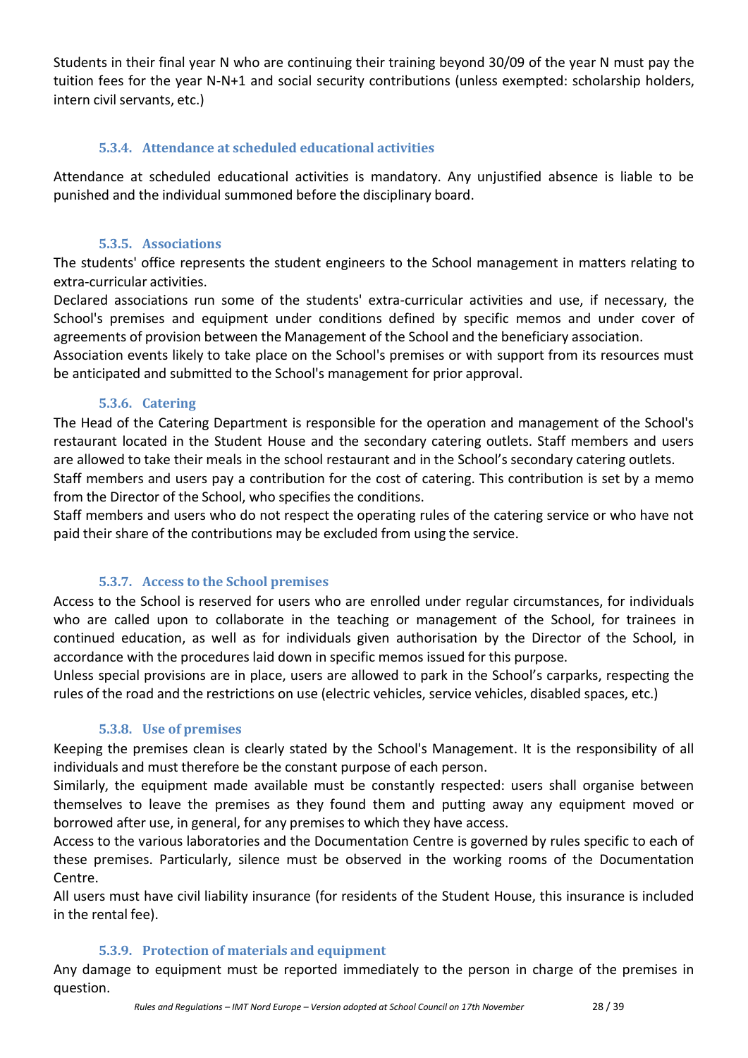Students in their final year N who are continuing their training beyond 30/09 of the year N must pay the tuition fees for the year N-N+1 and social security contributions (unless exempted: scholarship holders, intern civil servants, etc.)

#### 5.3.4. Attendance at scheduled educational activities

Attendance at scheduled educational activities is mandatory. Any unjustified absence is liable to be punished and the individual summoned before the disciplinary board.

#### 5.3.5. Associations

The students' office represents the student engineers to the School management in matters relating to extra-curricular activities.

Declared associations run some of the students' extra-curricular activities and use, if necessary, the School's premises and equipment under conditions defined by specific memos and under cover of agreements of provision between the Management of the School and the beneficiary association.

Association events likely to take place on the School's premises or with support from its resources must be anticipated and submitted to the School's management for prior approval.

#### 5.3.6. Catering

The Head of the Catering Department is responsible for the operation and management of the School's restaurant located in the Student House and the secondary catering outlets. Staff members and users are allowed to take their meals in the school restaurant and in the School's secondary catering outlets.

Staff members and users pay a contribution for the cost of catering. This contribution is set by a memo from the Director of the School, who specifies the conditions.

Staff members and users who do not respect the operating rules of the catering service or who have not paid their share of the contributions may be excluded from using the service.

#### 5.3.7. Access to the School premises

Access to the School is reserved for users who are enrolled under regular circumstances, for individuals who are called upon to collaborate in the teaching or management of the School, for trainees in continued education, as well as for individuals given authorisation by the Director of the School, in accordance with the procedures laid down in specific memos issued for this purpose.

Unless special provisions are in place, users are allowed to park in the School's carparks, respecting the rules of the road and the restrictions on use (electric vehicles, service vehicles, disabled spaces, etc.)

#### 5.3.8. Use of premises

Keeping the premises clean is clearly stated by the School's Management. It is the responsibility of all individuals and must therefore be the constant purpose of each person.

Similarly, the equipment made available must be constantly respected: users shall organise between themselves to leave the premises as they found them and putting away any equipment moved or borrowed after use, in general, for any premises to which they have access.

Access to the various laboratories and the Documentation Centre is governed by rules specific to each of these premises. Particularly, silence must be observed in the working rooms of the Documentation Centre.

All users must have civil liability insurance (for residents of the Student House, this insurance is included in the rental fee).

#### 5.3.9. Protection of materials and equipment

Any damage to equipment must be reported immediately to the person in charge of the premises in question.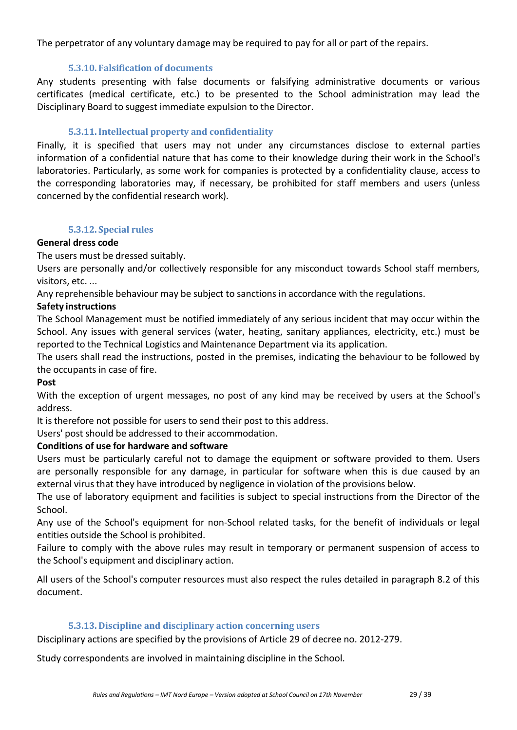The perpetrator of any voluntary damage may be required to pay for all or part of the repairs.

#### 5.3.10. Falsification of documents

Any students presenting with false documents or falsifying administrative documents or various certificates (medical certificate, etc.) to be presented to the School administration may lead the Disciplinary Board to suggest immediate expulsion to the Director.

#### 5.3.11. Intellectual property and confidentiality

Finally, it is specified that users may not under any circumstances disclose to external parties information of a confidential nature that has come to their knowledge during their work in the School's laboratories. Particularly, as some work for companies is protected by a confidentiality clause, access to the corresponding laboratories may, if necessary, be prohibited for staff members and users (unless concerned by the confidential research work).

#### 5.3.12. Special rules

**General dress code**

The users must be dressed suitably.

Users are personally and/or collectively responsible for any misconduct towards School staff members, visitors, etc. ...

Any reprehensible behaviour may be subject to sanctions in accordance with the regulations.

**Safety instructions**

The School Management must be notified immediately of any serious incident that may occur within the School. Any issues with general services (water, heating, sanitary appliances, electricity, etc.) must be reported to the Technical Logistics and Maintenance Department via its application.

The users shall read the instructions, posted in the premises, indicating the behaviour to be followed by the occupants in case of fire.

**Post**

With the exception of urgent messages, no post of any kind may be received by users at the School's address.

It is therefore not possible for users to send their post to this address.

Users' post should be addressed to their accommodation.

**Conditions of use for hardware and software**

Users must be particularly careful not to damage the equipment or software provided to them. Users are personally responsible for any damage, in particular for software when this is due caused by an external virus that they have introduced by negligence in violation of the provisions below.

The use of laboratory equipment and facilities is subject to special instructions from the Director of the School.

Any use of the School's equipment for non-School related tasks, for the benefit of individuals or legal entities outside the School is prohibited.

Failure to comply with the above rules may result in temporary or permanent suspension of access to the School's equipment and disciplinary action.

All users of the School's computer resources must also respect the rules detailed in paragraph 8.2 of this document.

#### 5.3.13. Discipline and disciplinary action concerning users

Disciplinary actions are specified by the provisions of Article 29 of decree no. 2012-279.

Study correspondents are involved in maintaining discipline in the School.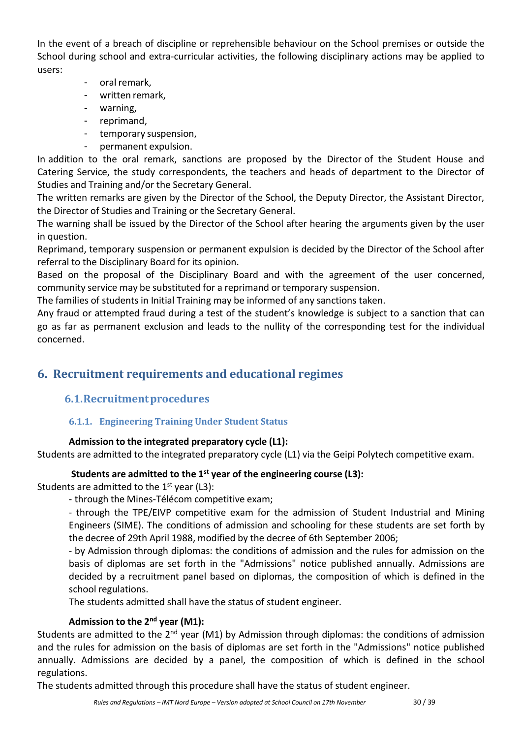In the event of a breach of discipline or reprehensible behaviour on the School premises or outside the School during school and extra-curricular activities, the following disciplinary actions may be applied to users:

- oral remark,
- written remark,
- warning,
- reprimand,
- temporary suspension,
- permanent expulsion.

In addition to the oral remark, sanctions are proposed by the Director of the Student House and Catering Service, the study correspondents, the teachers and heads of department to the Director of Studies and Training and/or the Secretary General.

The written remarks are given by the Director of the School, the Deputy Director, the Assistant Director, the Director of Studies and Training or the Secretary General.

The warning shall be issued by the Director of the School after hearing the arguments given by the user in question.

Reprimand, temporary suspension or permanent expulsion is decided by the Director of the School after referral to the Disciplinary Board for its opinion.

Based on the proposal of the Disciplinary Board and with the agreement of the user concerned, community service may be substituted for a reprimand or temporary suspension.

The families of students in Initial Training may be informed of any sanctions taken.

Any fraud or attempted fraud during a test of the student's knowledge is subject to a sanction that can go as far as permanent exclusion and leads to the nullity of the corresponding test for the individual concerned.

# 6. Recruitment requirements and educational regimes

## 6.1. Recruitment procedures

### 6.1.1. Engineering Training Under Student Status

**Admission to the integrated preparatory cycle (L1):**

Students are admitted to the integrated preparatory cycle (L1) via the Geipi Polytech competitive exam.

**Students are admitted to the 1st year of the engineering course (L3):**

Students are admitted to the 1st year (L3):

- through the Mines-Télécom competitive exam;
- through the TPE/EIVP competitive exam for the admission of Student Industrial and Mining Engineers (SIME). The conditions of admission and schooling for these students are set forth by the decree of 29th April 1988, modified by the decree of 6th September 2006;
- by Admission through diplomas: the conditions of admission and the rules for admission on the basis of diplomas are set forth in the "Admissions" notice published annually. Admissions are decided by a recruitment panel based on diplomas, the composition of which is defined in the school regulations.

The students admitted shall have the status of student engineer.

**Admission to the 2nd year (M1):**

Students are admitted to the 2nd year (M1) by Admission through diplomas: the conditions of admission and the rules for admission on the basis of diplomas are set forth in the "Admissions" notice published annually. Admissions are decided by a panel, the composition of which is defined in the school regulations.

The students admitted through this procedure shall have the status of student engineer.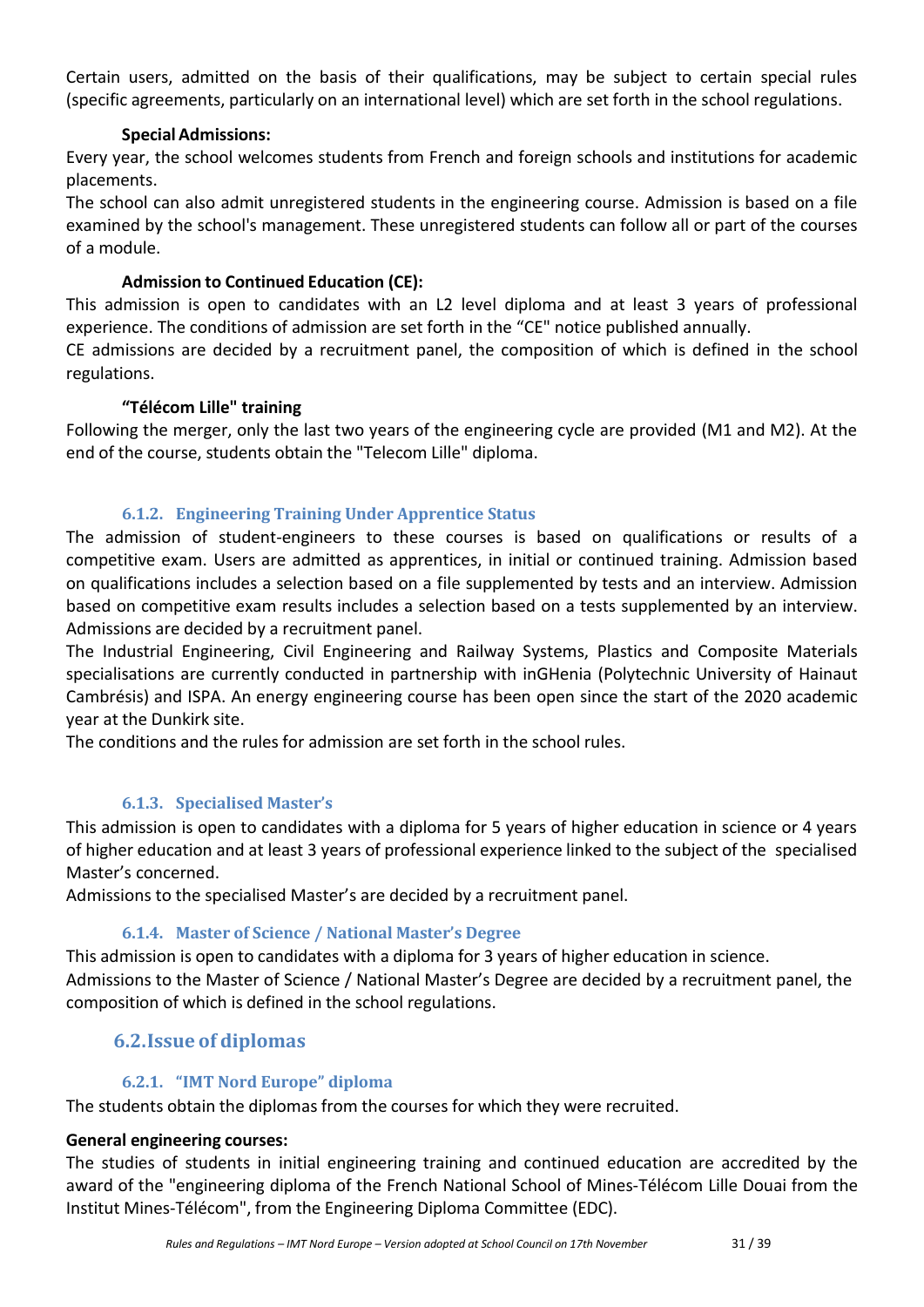Certain users, admitted on the basis of their qualifications, may be subject to certain special rules (specific agreements, particularly on an international level) which are set forth in the school regulations.

**Special Admissions:**

Every year, the school welcomes students from French and foreign schools and institutions for academic placements.

The school can also admit unregistered students in the engineering course. Admission is based on a file examined by the school's management. These unregistered students can follow all or part of the courses of a module.

**Admission to Continued Education (CE):**

This admission is open to candidates with an L2 level diploma and at least 3 years of professional experience. The conditions of admission are set forth in the "CE" notice published annually.

CE admissions are decided by a recruitment panel, the composition of which is defined in the school regulations.

**"Télécom Lille" training**

Following the merger, only the last two years of the engineering cycle are provided (M1 and M2). At the end of the course, students obtain the "Telecom Lille" diploma.

### 6.1.2. Engineering Training Under Apprentice Status

The admission of student-engineers to these courses is based on qualifications or results of a competitive exam. Users are admitted as apprentices, in initial or continued training. Admission based on qualifications includes a selection based on a file supplemented by tests and an interview. Admission based on competitive exam results includes a selection based on a tests supplemented by an interview. Admissions are decided by a recruitment panel.

The Industrial Engineering, Civil Engineering and Railway Systems, Plastics and Composite Materials specialisations are currently conducted in partnership with inGHenia (Polytechnic University of Hainaut Cambrésis) and ISPA. An energy engineering course has been open since the start of the 2020 academic year at the Dunkirk site.

The conditions and the rules for admission are set forth in the school rules.

### 6.1.3. Specialised Master's

This admission is open to candidates with a diploma for 5 years of higher education in science or 4 years of higher education and at least 3 years of professional experience linked to the subject of the specialised Master's concerned.

Admissions to the specialised Master's are decided by a recruitment panel.

### 6.1.4. Master of Science / National Master's Degree

This admission is open to candidates with a diploma for 3 years of higher education in science.

Admissions to the Master of Science / National Master's Degree are decided by a recruitment panel, the composition of which is defined in the school regulations.

## 6.2. Issue of diplomas

### 6.2.1. "IMT Nord Europe" diploma

The students obtain the diplomas from the courses for which they were recruited.

**General engineering courses:**

The studies of students in initial engineering training and continued education are accredited by the award of the "engineering diploma of the French National School of Mines-Télécom Lille Douai from the Institut Mines-Télécom", from the Engineering Diploma Committee (EDC).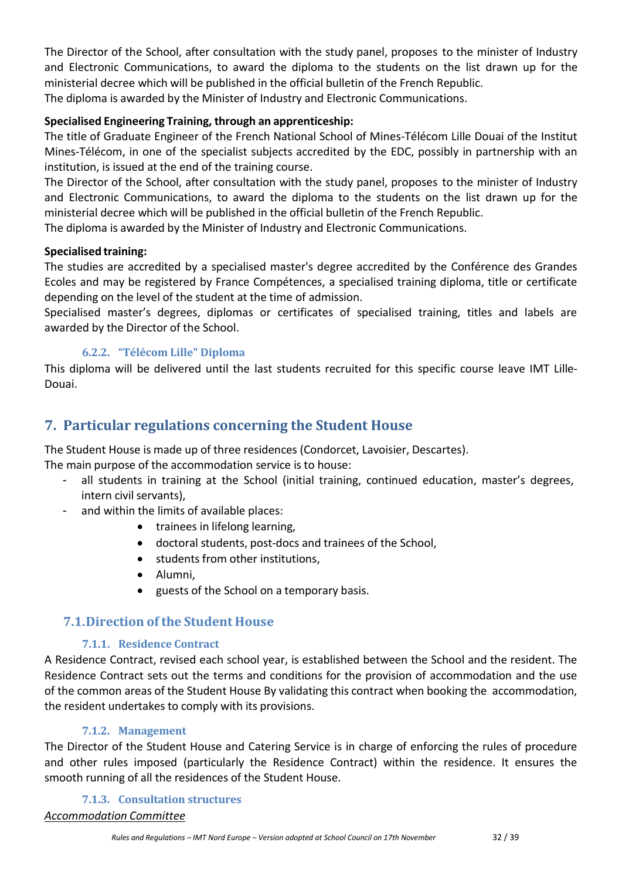The Director of the School, after consultation with the study panel, proposes to the minister of Industry and Electronic Communications, to award the diploma to the students on the list drawn up for the ministerial decree which will be published in the official bulletin of the French Republic.
The diploma is awarded by the Minister of Industry and Electronic Communications.

**Specialised Engineering Training, through an apprenticeship:**
The title of Graduate Engineer of the French National School of Mines-Télécom Lille Douai of the Institut Mines-Télécom, in one of the specialist subjects accredited by the EDC, possibly in partnership with an institution, is issued at the end of the training course.
The Director of the School, after consultation with the study panel, proposes to the minister of Industry and Electronic Communications, to award the diploma to the students on the list drawn up for the ministerial decree which will be published in the official bulletin of the French Republic.
The diploma is awarded by the Minister of Industry and Electronic Communications.

**Specialised training:**
The studies are accredited by a specialised master's degree accredited by the Conférence des Grandes Ecoles and may be registered by France Compétences, a specialised training diploma, title or certificate depending on the level of the student at the time of admission.
Specialised master's degrees, diplomas or certificates of specialised training, titles and labels are awarded by the Director of the School.

#### 6.2.2. "Télécom Lille" Diploma

This diploma will be delivered until the last students recruited for this specific course leave IMT Lille-Douai.

## 7. Particular regulations concerning the Student House

The Student House is made up of three residences (Condorcet, Lavoisier, Descartes).
The main purpose of the accommodation service is to house:

- all students in training at the School (initial training, continued education, master's degrees, intern civil servants),
- and within the limits of available places:
    - trainees in lifelong learning,
    - doctoral students, post-docs and trainees of the School,
    - students from other institutions,
    - Alumni,
    - guests of the School on a temporary basis.

### 7.1. Direction of the Student House

#### 7.1.1. Residence Contract

A Residence Contract, revised each school year, is established between the School and the resident. The Residence Contract sets out the terms and conditions for the provision of accommodation and the use of the common areas of the Student House By validating this contract when booking the accommodation, the resident undertakes to comply with its provisions.

#### 7.1.2. Management

The Director of the Student House and Catering Service is in charge of enforcing the rules of procedure and other rules imposed (particularly the Residence Contract) within the residence. It ensures the smooth running of all the residences of the Student House.

#### 7.1.3. Consultation structures

*Accommodation Committee*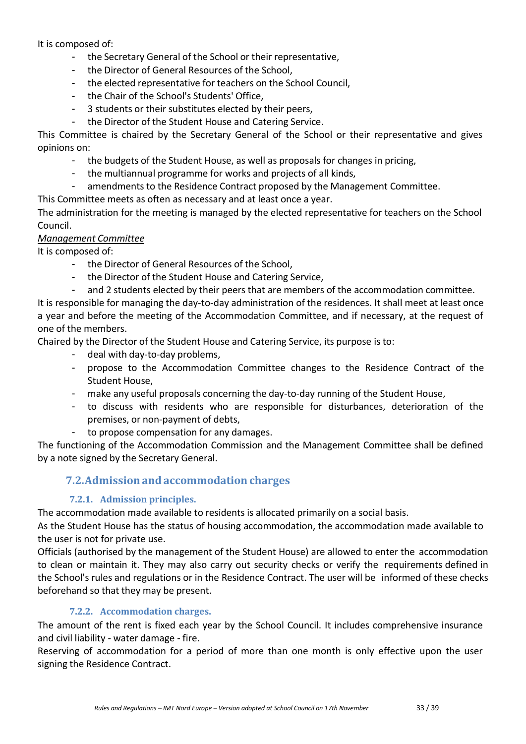It is composed of:

- the Secretary General of the School or their representative,
- the Director of General Resources of the School,
- the elected representative for teachers on the School Council,
- the Chair of the School's Students' Office,
- 3 students or their substitutes elected by their peers,
- the Director of the Student House and Catering Service.

This Committee is chaired by the Secretary General of the School or their representative and gives opinions on:

- the budgets of the Student House, as well as proposals for changes in pricing,
- the multiannual programme for works and projects of all kinds,
- amendments to the Residence Contract proposed by the Management Committee.

This Committee meets as often as necessary and at least once a year.

The administration for the meeting is managed by the elected representative for teachers on the School Council.

*Management Committee*

It is composed of:

- the Director of General Resources of the School,
- the Director of the Student House and Catering Service,
- and 2 students elected by their peers that are members of the accommodation committee.

It is responsible for managing the day-to-day administration of the residences. It shall meet at least once a year and before the meeting of the Accommodation Committee, and if necessary, at the request of one of the members.

Chaired by the Director of the Student House and Catering Service, its purpose is to:

- deal with day-to-day problems,
- propose to the Accommodation Committee changes to the Residence Contract of the Student House,
- make any useful proposals concerning the day-to-day running of the Student House,
- to discuss with residents who are responsible for disturbances, deterioration of the premises, or non-payment of debts,
- to propose compensation for any damages.

The functioning of the Accommodation Commission and the Management Committee shall be defined by a note signed by the Secretary General.

## 7.2. Admission and accommodation charges

### 7.2.1. Admission principles.

The accommodation made available to residents is allocated primarily on a social basis.

As the Student House has the status of housing accommodation, the accommodation made available to the user is not for private use.

Officials (authorised by the management of the Student House) are allowed to enter the accommodation to clean or maintain it. They may also carry out security checks or verify the requirements defined in the School's rules and regulations or in the Residence Contract. The user will be informed of these checks beforehand so that they may be present.

### 7.2.2. Accommodation charges.

The amount of the rent is fixed each year by the School Council. It includes comprehensive insurance and civil liability - water damage - fire.

Reserving of accommodation for a period of more than one month is only effective upon the user signing the Residence Contract.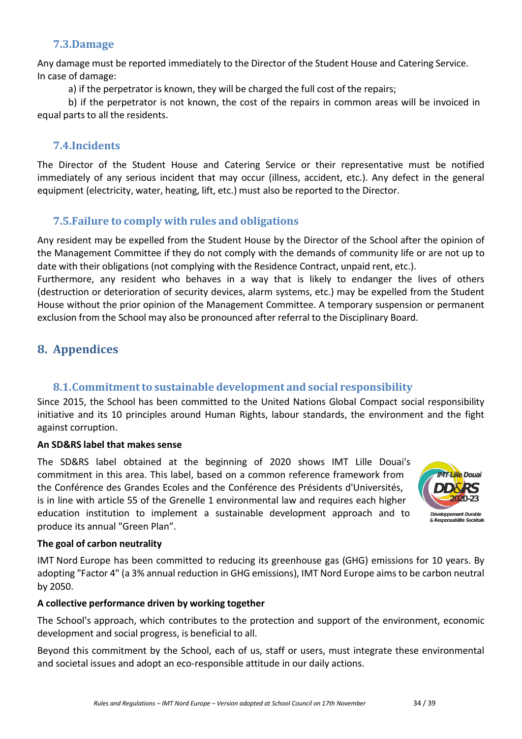### 7.3.Damage

Any damage must be reported immediately to the Director of the Student House and Catering Service.
In case of damage:

a) if the perpetrator is known, they will be charged the full cost of the repairs;

b) if the perpetrator is not known, the cost of the repairs in common areas will be invoiced in equal parts to all the residents.

### 7.4.Incidents

The Director of the Student House and Catering Service or their representative must be notified immediately of any serious incident that may occur (illness, accident, etc.). Any defect in the general equipment (electricity, water, heating, lift, etc.) must also be reported to the Director.

### 7.5.Failure to comply with rules and obligations

Any resident may be expelled from the Student House by the Director of the School after the opinion of the Management Committee if they do not comply with the demands of community life or are not up to date with their obligations (not complying with the Residence Contract, unpaid rent, etc.).
Furthermore, any resident who behaves in a way that is likely to endanger the lives of others (destruction or deterioration of security devices, alarm systems, etc.) may be expelled from the Student House without the prior opinion of the Management Committee. A temporary suspension or permanent exclusion from the School may also be pronounced after referral to the Disciplinary Board.

## 8. Appendices

### 8.1.Commitment to sustainable development and social responsibility

Since 2015, the School has been committed to the United Nations Global Compact social responsibility initiative and its 10 principles around Human Rights, labour standards, the environment and the fight against corruption.

**An SD&RS label that makes sense**

The SD&RS label obtained at the beginning of 2020 shows IMT Lille Douai's commitment in this area. This label, based on a common reference framework from the Conférence des Grandes Ecoles and the Conférence des Présidents d'Universités, is in line with article 55 of the Grenelle 1 environmental law and requires each higher education institution to implement a sustainable development approach and to produce its annual "Green Plan".

**The goal of carbon neutrality**

IMT Nord Europe has been committed to reducing its greenhouse gas (GHG) emissions for 10 years. By adopting "Factor 4" (a 3% annual reduction in GHG emissions), IMT Nord Europe aims to be carbon neutral by 2050.

**A collective performance driven by working together**

The School's approach, which contributes to the protection and support of the environment, economic development and social progress, is beneficial to all.

Beyond this commitment by the School, each of us, staff or users, must integrate these environmental and societal issues and adopt an eco-responsible attitude in our daily actions.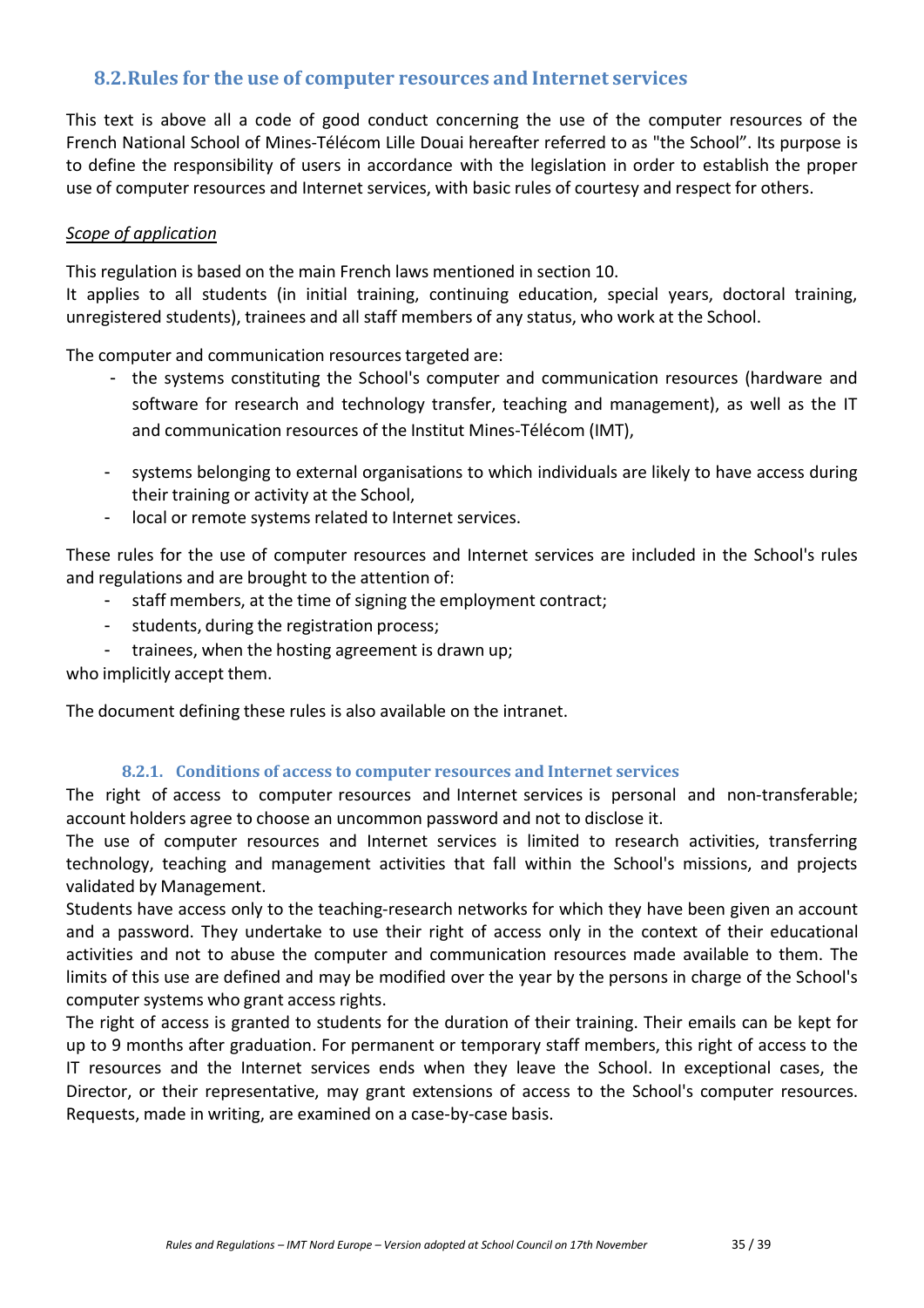## 8.2. Rules for the use of computer resources and Internet services

This text is above all a code of good conduct concerning the use of the computer resources of the French National School of Mines-Télécom Lille Douai hereafter referred to as "the School". Its purpose is to define the responsibility of users in accordance with the legislation in order to establish the proper use of computer resources and Internet services, with basic rules of courtesy and respect for others.

*Scope of application*

This regulation is based on the main French laws mentioned in section 10.
It applies to all students (in initial training, continuing education, special years, doctoral training, unregistered students), trainees and all staff members of any status, who work at the School.

The computer and communication resources targeted are:

- the systems constituting the School's computer and communication resources (hardware and software for research and technology transfer, teaching and management), as well as the IT and communication resources of the Institut Mines-Télécom (IMT),
- systems belonging to external organisations to which individuals are likely to have access during their training or activity at the School,
- local or remote systems related to Internet services.

These rules for the use of computer resources and Internet services are included in the School's rules and regulations and are brought to the attention of:

- staff members, at the time of signing the employment contract;
- students, during the registration process;
- trainees, when the hosting agreement is drawn up;

who implicitly accept them.

The document defining these rules is also available on the intranet.

### 8.2.1. Conditions of access to computer resources and Internet services

The right of access to computer resources and Internet services is personal and non-transferable; account holders agree to choose an uncommon password and not to disclose it.
The use of computer resources and Internet services is limited to research activities, transferring technology, teaching and management activities that fall within the School's missions, and projects validated by Management.
Students have access only to the teaching-research networks for which they have been given an account and a password. They undertake to use their right of access only in the context of their educational activities and not to abuse the computer and communication resources made available to them. The limits of this use are defined and may be modified over the year by the persons in charge of the School's computer systems who grant access rights.
The right of access is granted to students for the duration of their training. Their emails can be kept for up to 9 months after graduation. For permanent or temporary staff members, this right of access to the IT resources and the Internet services ends when they leave the School. In exceptional cases, the Director, or their representative, may grant extensions of access to the School's computer resources. Requests, made in writing, are examined on a case-by-case basis.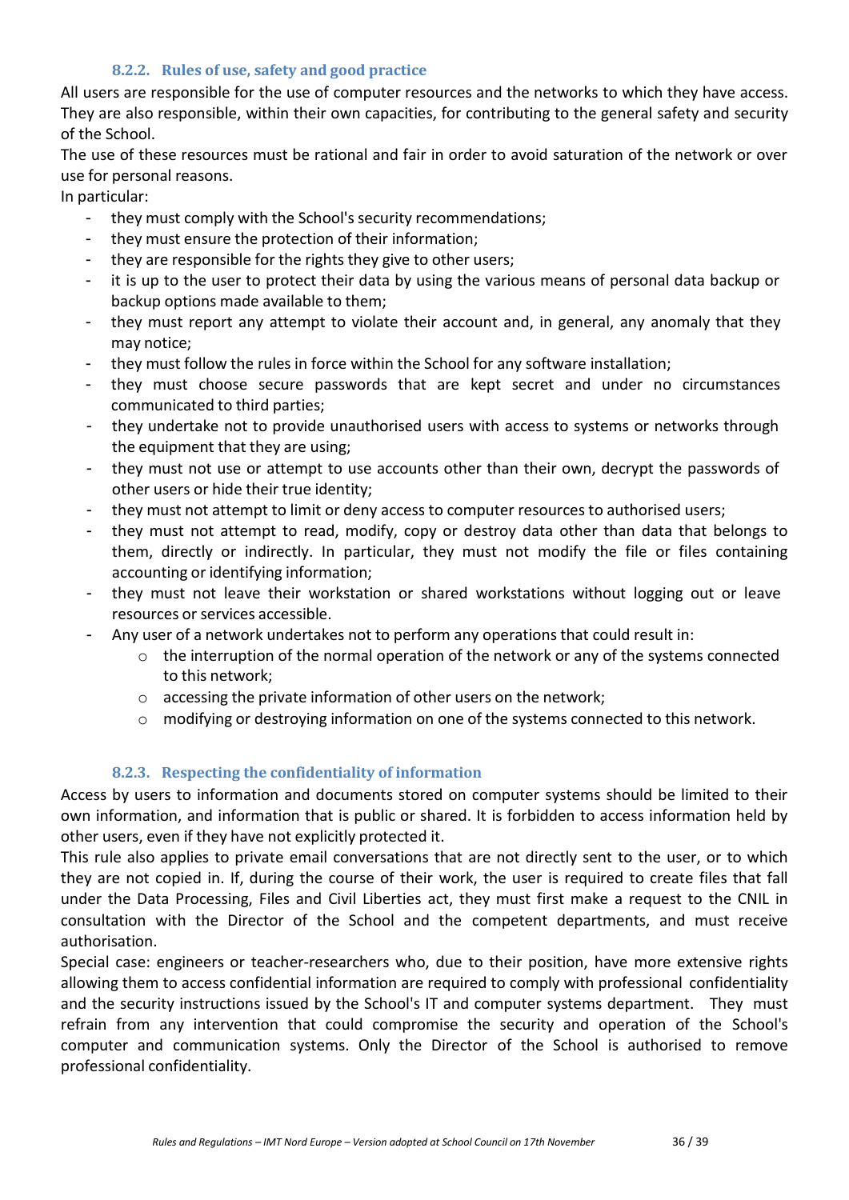#### 8.2.2. Rules of use, safety and good practice

All users are responsible for the use of computer resources and the networks to which they have access. They are also responsible, within their own capacities, for contributing to the general safety and security of the School.

The use of these resources must be rational and fair in order to avoid saturation of the network or over use for personal reasons.

In particular:

- they must comply with the School's security recommendations;
- they must ensure the protection of their information;
- they are responsible for the rights they give to other users;
- it is up to the user to protect their data by using the various means of personal data backup or backup options made available to them;
- they must report any attempt to violate their account and, in general, any anomaly that they may notice;
- they must follow the rules in force within the School for any software installation;
- they must choose secure passwords that are kept secret and under no circumstances communicated to third parties;
- they undertake not to provide unauthorised users with access to systems or networks through the equipment that they are using;
- they must not use or attempt to use accounts other than their own, decrypt the passwords of other users or hide their true identity;
- they must not attempt to limit or deny access to computer resources to authorised users;
- they must not attempt to read, modify, copy or destroy data other than data that belongs to them, directly or indirectly. In particular, they must not modify the file or files containing accounting or identifying information;
- they must not leave their workstation or shared workstations without logging out or leave resources or services accessible.
- Any user of a network undertakes not to perform any operations that could result in:
  - the interruption of the normal operation of the network or any of the systems connected to this network;
  - accessing the private information of other users on the network;
  - modifying or destroying information on one of the systems connected to this network.

#### 8.2.3. Respecting the confidentiality of information

Access by users to information and documents stored on computer systems should be limited to their own information, and information that is public or shared. It is forbidden to access information held by other users, even if they have not explicitly protected it.

This rule also applies to private email conversations that are not directly sent to the user, or to which they are not copied in. If, during the course of their work, the user is required to create files that fall under the Data Processing, Files and Civil Liberties act, they must first make a request to the CNIL in consultation with the Director of the School and the competent departments, and must receive authorisation.

Special case: engineers or teacher-researchers who, due to their position, have more extensive rights allowing them to access confidential information are required to comply with professional confidentiality and the security instructions issued by the School's IT and computer systems department. They must refrain from any intervention that could compromise the security and operation of the School's computer and communication systems. Only the Director of the School is authorised to remove professional confidentiality.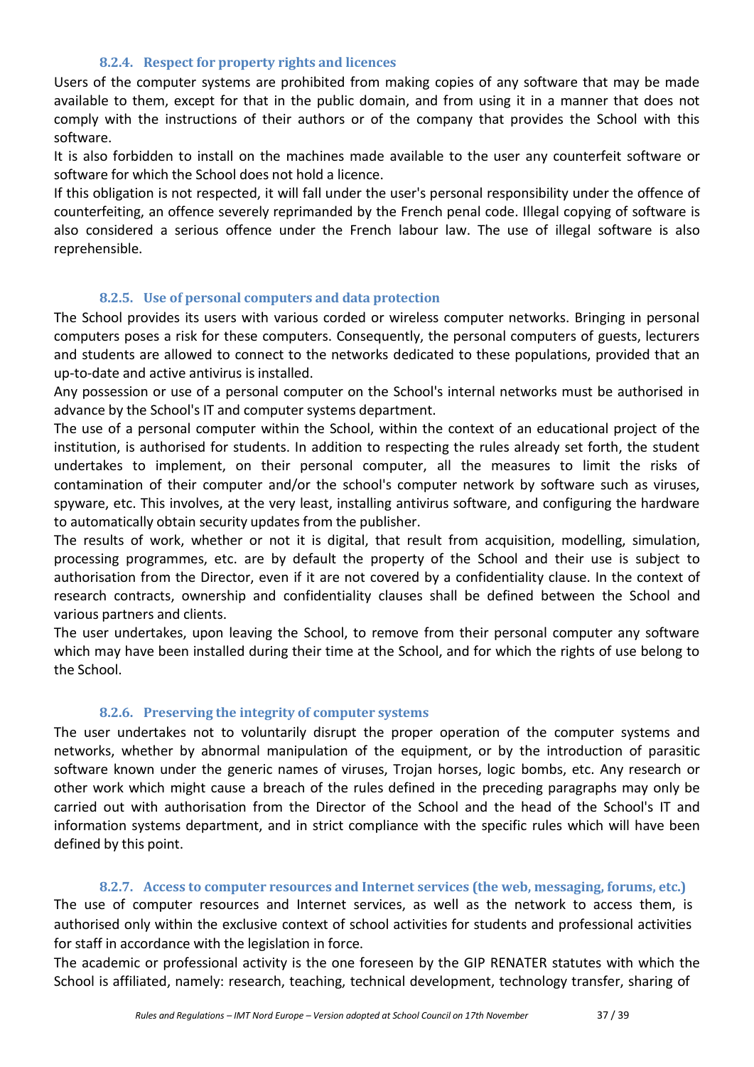#### 8.2.4. Respect for property rights and licences

Users of the computer systems are prohibited from making copies of any software that may be made available to them, except for that in the public domain, and from using it in a manner that does not comply with the instructions of their authors or of the company that provides the School with this software.

It is also forbidden to install on the machines made available to the user any counterfeit software or software for which the School does not hold a licence.

If this obligation is not respected, it will fall under the user's personal responsibility under the offence of counterfeiting, an offence severely reprimanded by the French penal code. Illegal copying of software is also considered a serious offence under the French labour law. The use of illegal software is also reprehensible.

#### 8.2.5. Use of personal computers and data protection

The School provides its users with various corded or wireless computer networks. Bringing in personal computers poses a risk for these computers. Consequently, the personal computers of guests, lecturers and students are allowed to connect to the networks dedicated to these populations, provided that an up-to-date and active antivirus is installed.

Any possession or use of a personal computer on the School's internal networks must be authorised in advance by the School's IT and computer systems department.

The use of a personal computer within the School, within the context of an educational project of the institution, is authorised for students. In addition to respecting the rules already set forth, the student undertakes to implement, on their personal computer, all the measures to limit the risks of contamination of their computer and/or the school's computer network by software such as viruses, spyware, etc. This involves, at the very least, installing antivirus software, and configuring the hardware to automatically obtain security updates from the publisher.

The results of work, whether or not it is digital, that result from acquisition, modelling, simulation, processing programmes, etc. are by default the property of the School and their use is subject to authorisation from the Director, even if it are not covered by a confidentiality clause. In the context of research contracts, ownership and confidentiality clauses shall be defined between the School and various partners and clients.

The user undertakes, upon leaving the School, to remove from their personal computer any software which may have been installed during their time at the School, and for which the rights of use belong to the School.

#### 8.2.6. Preserving the integrity of computer systems

The user undertakes not to voluntarily disrupt the proper operation of the computer systems and networks, whether by abnormal manipulation of the equipment, or by the introduction of parasitic software known under the generic names of viruses, Trojan horses, logic bombs, etc. Any research or other work which might cause a breach of the rules defined in the preceding paragraphs may only be carried out with authorisation from the Director of the School and the head of the School's IT and information systems department, and in strict compliance with the specific rules which will have been defined by this point.

#### 8.2.7. Access to computer resources and Internet services (the web, messaging, forums, etc.)

The use of computer resources and Internet services, as well as the network to access them, is authorised only within the exclusive context of school activities for students and professional activities for staff in accordance with the legislation in force.

The academic or professional activity is the one foreseen by the GIP RENATER statutes with which the School is affiliated, namely: research, teaching, technical development, technology transfer, sharing of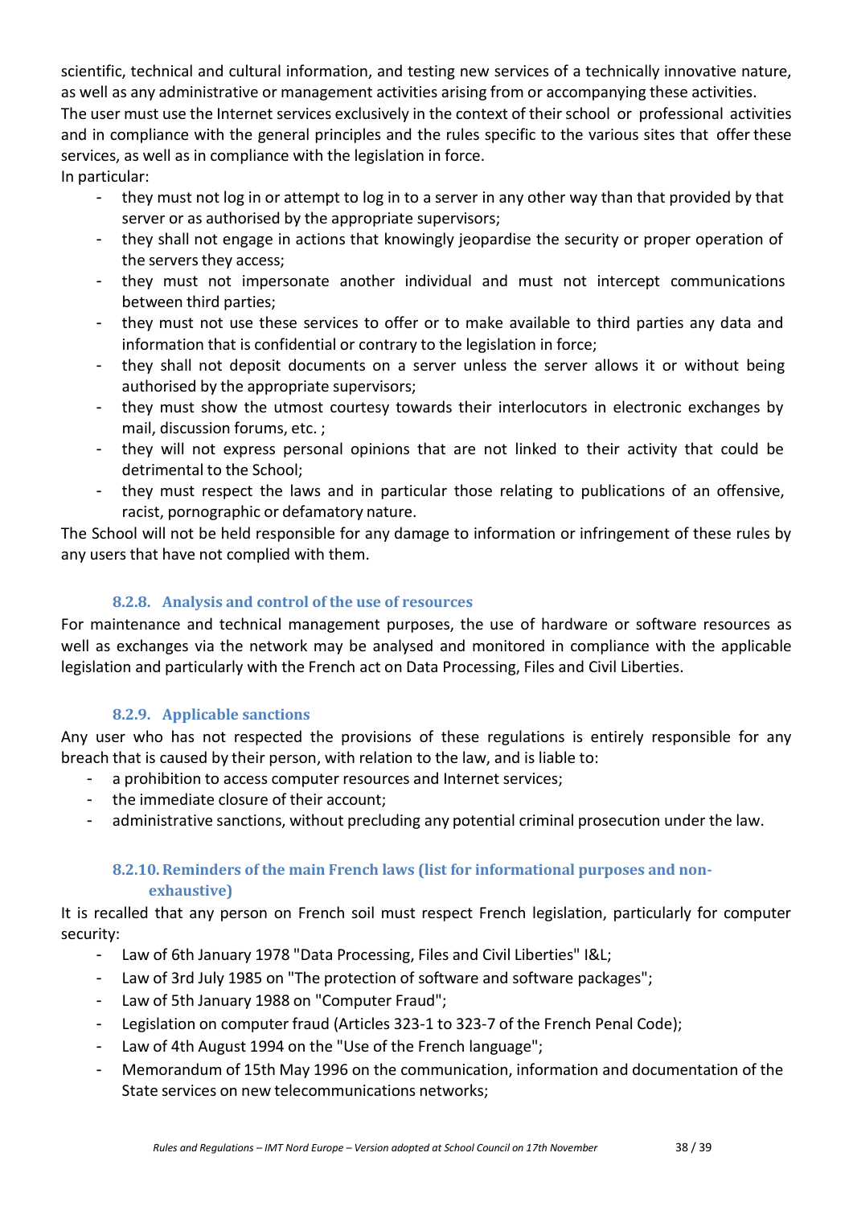scientific, technical and cultural information, and testing new services of a technically innovative nature, as well as any administrative or management activities arising from or accompanying these activities.

The user must use the Internet services exclusively in the context of their school or professional activities and in compliance with the general principles and the rules specific to the various sites that offer these services, as well as in compliance with the legislation in force.

In particular:

- they must not log in or attempt to log in to a server in any other way than that provided by that server or as authorised by the appropriate supervisors;
- they shall not engage in actions that knowingly jeopardise the security or proper operation of the servers they access;
- they must not impersonate another individual and must not intercept communications between third parties;
- they must not use these services to offer or to make available to third parties any data and information that is confidential or contrary to the legislation in force;
- they shall not deposit documents on a server unless the server allows it or without being authorised by the appropriate supervisors;
- they must show the utmost courtesy towards their interlocutors in electronic exchanges by mail, discussion forums, etc. ;
- they will not express personal opinions that are not linked to their activity that could be detrimental to the School;
- they must respect the laws and in particular those relating to publications of an offensive, racist, pornographic or defamatory nature.

The School will not be held responsible for any damage to information or infringement of these rules by any users that have not complied with them.

### 8.2.8. Analysis and control of the use of resources

For maintenance and technical management purposes, the use of hardware or software resources as well as exchanges via the network may be analysed and monitored in compliance with the applicable legislation and particularly with the French act on Data Processing, Files and Civil Liberties.

### 8.2.9. Applicable sanctions

Any user who has not respected the provisions of these regulations is entirely responsible for any breach that is caused by their person, with relation to the law, and is liable to:

- a prohibition to access computer resources and Internet services;
- the immediate closure of their account;
- administrative sanctions, without precluding any potential criminal prosecution under the law.

### 8.2.10. Reminders of the main French laws (list for informational purposes and non-exhaustive)

It is recalled that any person on French soil must respect French legislation, particularly for computer security:

- Law of 6th January 1978 "Data Processing, Files and Civil Liberties" I&L;
- Law of 3rd July 1985 on "The protection of software and software packages";
- Law of 5th January 1988 on "Computer Fraud";
- Legislation on computer fraud (Articles 323-1 to 323-7 of the French Penal Code);
- Law of 4th August 1994 on the "Use of the French language";
- Memorandum of 15th May 1996 on the communication, information and documentation of the State services on new telecommunications networks;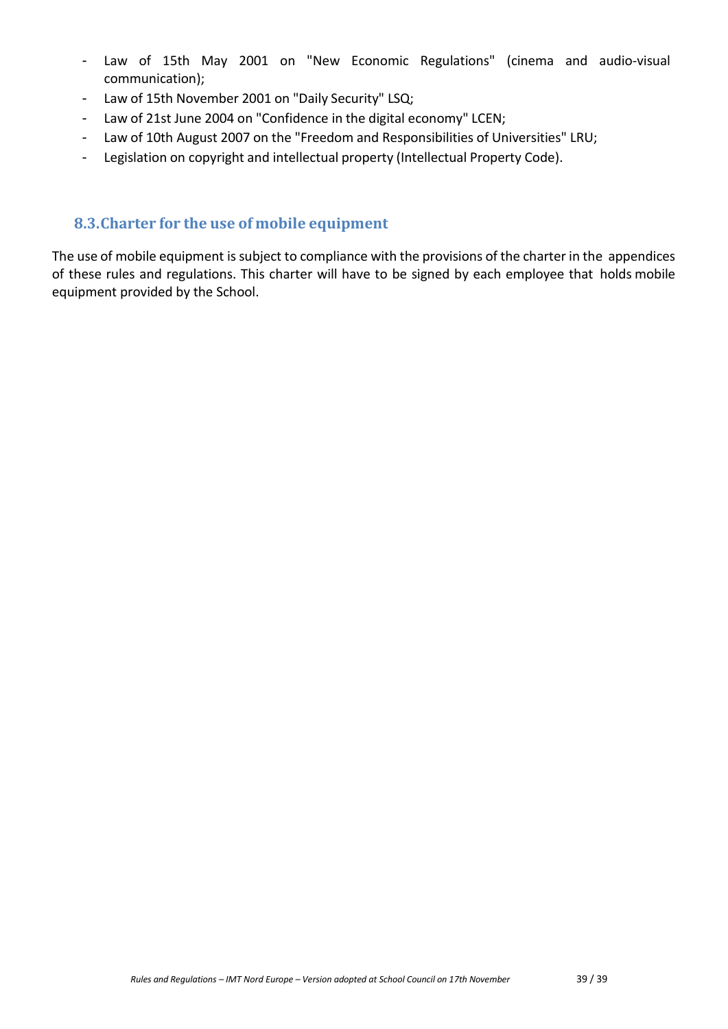- Law of 15th May 2001 on "New Economic Regulations" (cinema and audio-visual communication);
- Law of 15th November 2001 on "Daily Security" LSQ;
- Law of 21st June 2004 on "Confidence in the digital economy" LCEN;
- Law of 10th August 2007 on the "Freedom and Responsibilities of Universities" LRU;
- Legislation on copyright and intellectual property (Intellectual Property Code).

## 8.3. Charter for the use of mobile equipment

The use of mobile equipment is subject to compliance with the provisions of the charter in the appendices of these rules and regulations. This charter will have to be signed by each employee that holds mobile equipment provided by the School.